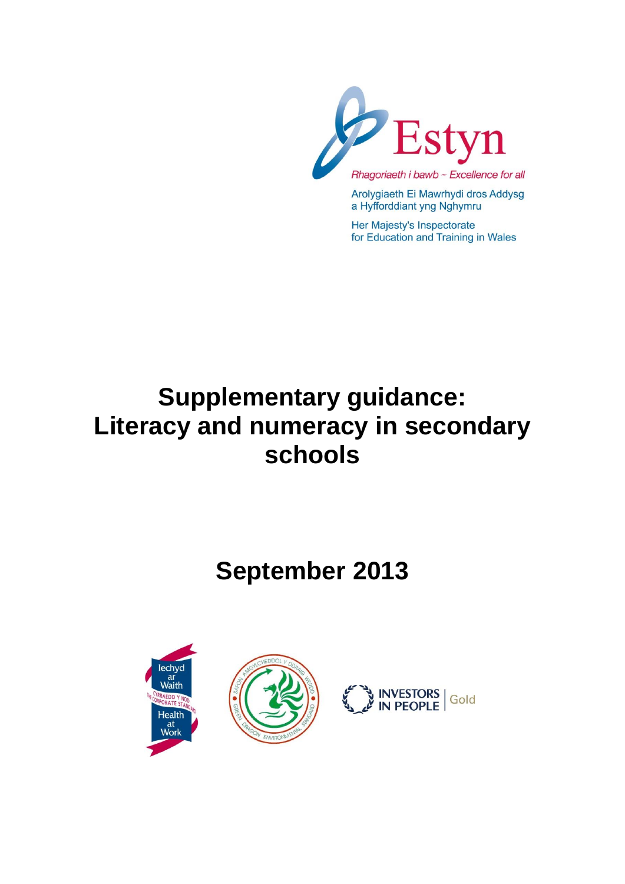Estyn

*Rhagoriaeth i bawb – Excellence for all*

Arolygiaeth Ei Mawrhydi dros Addysg a Hyfforddiant yng Nghymru

Her Majesty's Inspectorate for Education and Training in Wales

# Supplementary guidance: Literacy and numeracy in secondary schools

## September 2013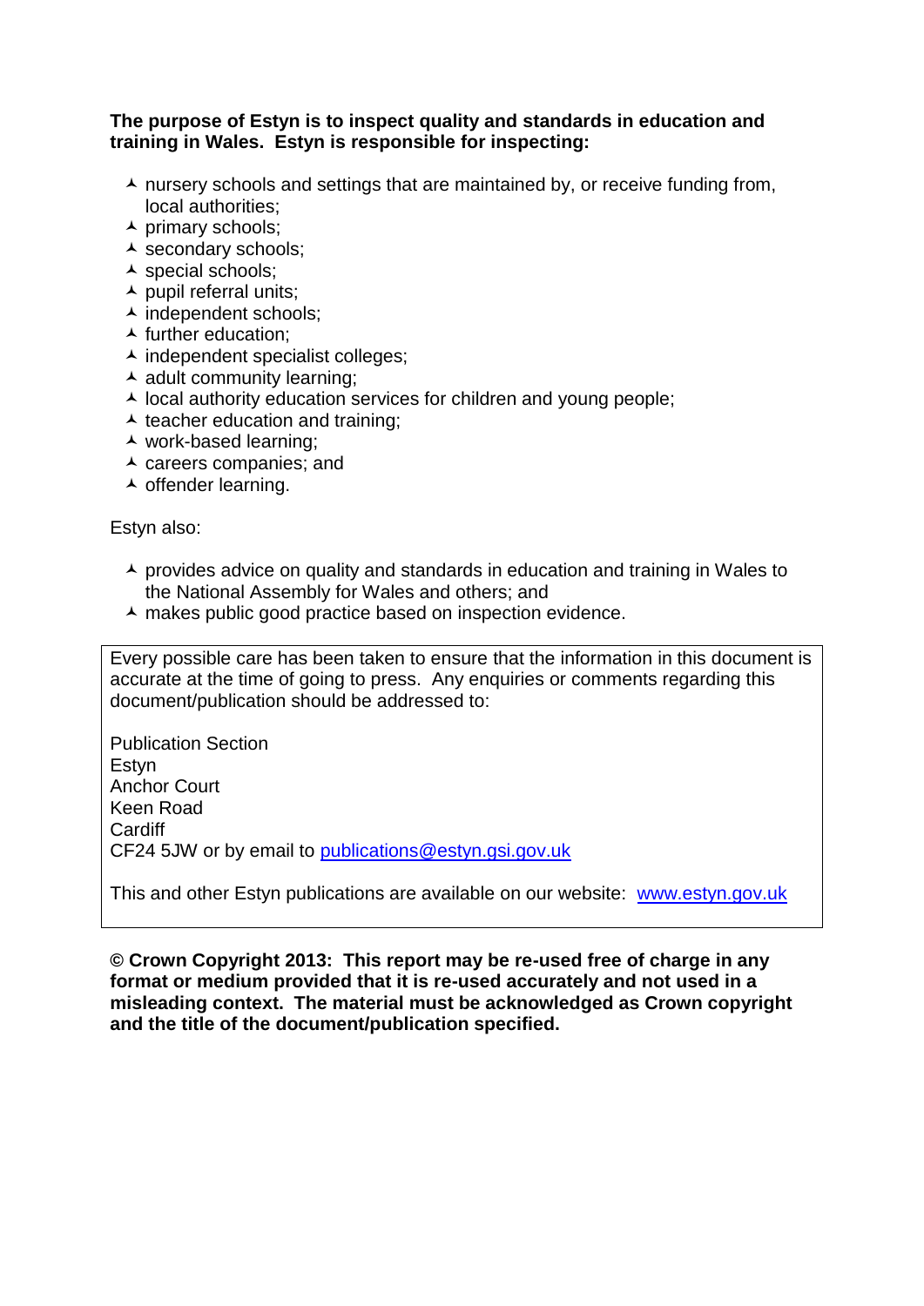**The purpose of Estyn is to inspect quality and standards in education and training in Wales. Estyn is responsible for inspecting:**

- nursery schools and settings that are maintained by, or receive funding from, local authorities;
- primary schools;
- secondary schools;
- special schools;
- pupil referral units;
- independent schools;
- further education;
- independent specialist colleges;
- adult community learning;
- local authority education services for children and young people;
- teacher education and training;
- work-based learning;
- careers companies; and
- offender learning.

Estyn also:

- provides advice on quality and standards in education and training in Wales to the National Assembly for Wales and others; and
- makes public good practice based on inspection evidence.

Every possible care has been taken to ensure that the information in this document is accurate at the time of going to press. Any enquiries or comments regarding this document/publication should be addressed to:

Publication Section
Estyn
Anchor Court
Keen Road
Cardiff
CF24 5JW or by email to publications@estyn.gsi.gov.uk

This and other Estyn publications are available on our website: www.estyn.gov.uk

**© Crown Copyright 2013: This report may be re-used free of charge in any format or medium provided that it is re-used accurately and not used in a misleading context. The material must be acknowledged as Crown copyright and the title of the document/publication specified.**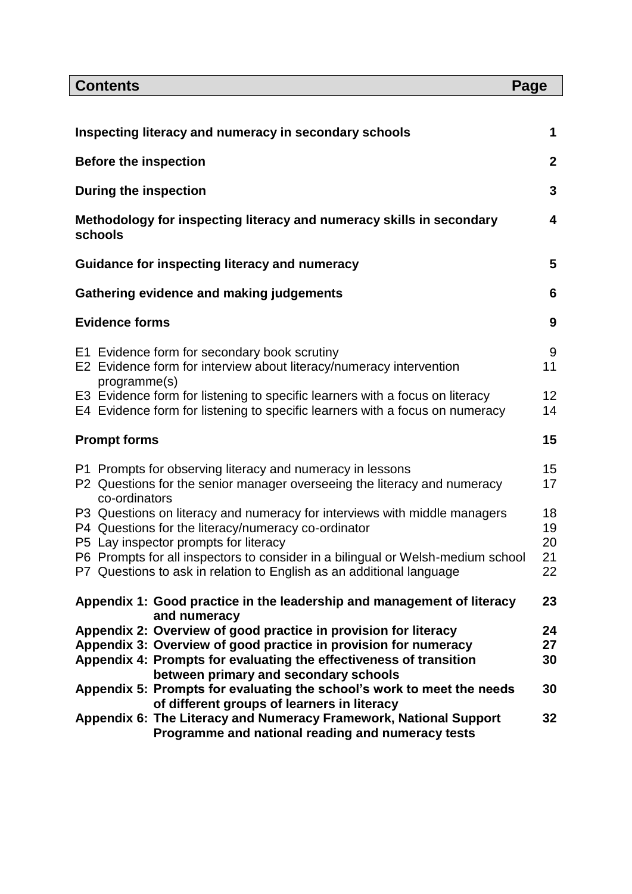| Contents | Page |
|---|---|
| **Inspecting literacy and numeracy in secondary schools** | **1** |
| **Before the inspection** | **2** |
| **During the inspection** | **3** |
| **Methodology for inspecting literacy and numeracy skills in secondary schools** | **4** |
| **Guidance for inspecting literacy and numeracy** | **5** |
| **Gathering evidence and making judgements** | **6** |
| **Evidence forms** | **9** |
| E1 Evidence form for secondary book scrutiny | 9 |
| E2 Evidence form for interview about literacy/numeracy intervention programme(s) | 11 |
| E3 Evidence form for listening to specific learners with a focus on literacy | 12 |
| E4 Evidence form for listening to specific learners with a focus on numeracy | 14 |
| **Prompt forms** | **15** |
| P1 Prompts for observing literacy and numeracy in lessons | 15 |
| P2 Questions for the senior manager overseeing the literacy and numeracy co-ordinators | 17 |
| P3 Questions on literacy and numeracy for interviews with middle managers | 18 |
| P4 Questions for the literacy/numeracy co-ordinator | 19 |
| P5 Lay inspector prompts for literacy | 20 |
| P6 Prompts for all inspectors to consider in a bilingual or Welsh-medium school | 21 |
| P7 Questions to ask in relation to English as an additional language | 22 |
| **Appendix 1: Good practice in the leadership and management of literacy and numeracy** | **23** |
| **Appendix 2: Overview of good practice in provision for literacy** | **24** |
| **Appendix 3: Overview of good practice in provision for numeracy** | **27** |
| **Appendix 4: Prompts for evaluating the effectiveness of transition between primary and secondary schools** | **30** |
| **Appendix 5: Prompts for evaluating the school's work to meet the needs of different groups of learners in literacy** | **30** |
| **Appendix 6: The Literacy and Numeracy Framework, National Support Programme and national reading and numeracy tests** | **32** |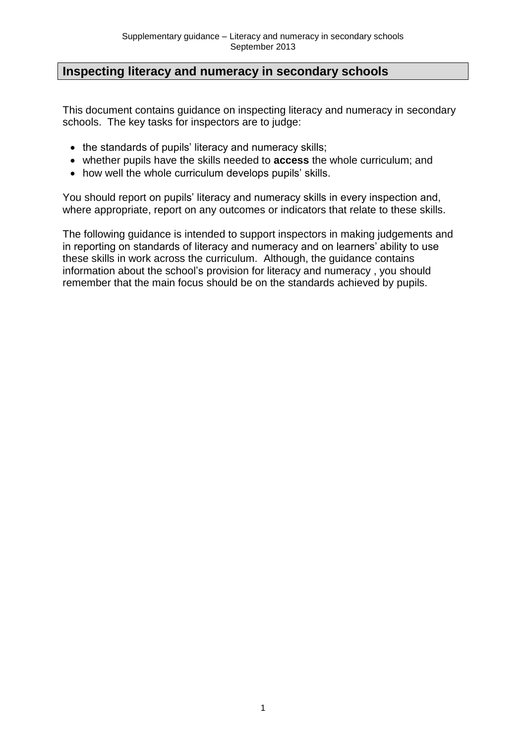## Inspecting literacy and numeracy in secondary schools

This document contains guidance on inspecting literacy and numeracy in secondary schools. The key tasks for inspectors are to judge:

- the standards of pupils' literacy and numeracy skills;
- whether pupils have the skills needed to **access** the whole curriculum; and
- how well the whole curriculum develops pupils' skills.

You should report on pupils' literacy and numeracy skills in every inspection and, where appropriate, report on any outcomes or indicators that relate to these skills.

The following guidance is intended to support inspectors in making judgements and in reporting on standards of literacy and numeracy and on learners' ability to use these skills in work across the curriculum. Although, the guidance contains information about the school's provision for literacy and numeracy , you should remember that the main focus should be on the standards achieved by pupils.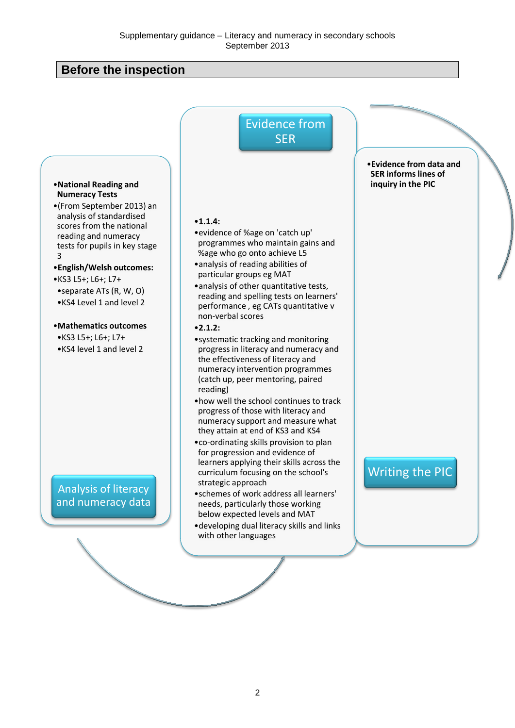## Before the inspection

### Analysis of literacy and numeracy data

- **National Reading and Numeracy Tests**
- (From September 2013) an analysis of standardised scores from the national reading and numeracy tests for pupils in key stage 3
- **English/Welsh outcomes:**
- KS3 L5+; L6+; L7+
  - separate ATs (R, W, O)
  - KS4 Level 1 and level 2
- **Mathematics outcomes**
  - KS3 L5+; L6+; L7+
  - KS4 level 1 and level 2

### Evidence from SER

- **1.1.4:**
- evidence of %age on 'catch up' programmes who maintain gains and %age who go onto achieve L5
- analysis of reading abilities of particular groups eg MAT
- analysis of other quantitative tests, reading and spelling tests on learners' performance , eg CATs quantitative v non-verbal scores
- **2.1.2:**
- systematic tracking and monitoring progress in literacy and numeracy and the effectiveness of literacy and numeracy intervention programmes (catch up, peer mentoring, paired reading)
- how well the school continues to track progress of those with literacy and numeracy support and measure what they attain at end of KS3 and KS4
- co-ordinating skills provision to plan for progression and evidence of learners applying their skills across the curriculum focusing on the school's strategic approach
- schemes of work address all learners' needs, particularly those working below expected levels and MAT
- developing dual literacy skills and links with other languages

### Writing the PIC

- **Evidence from data and SER informs lines of inquiry in the PIC**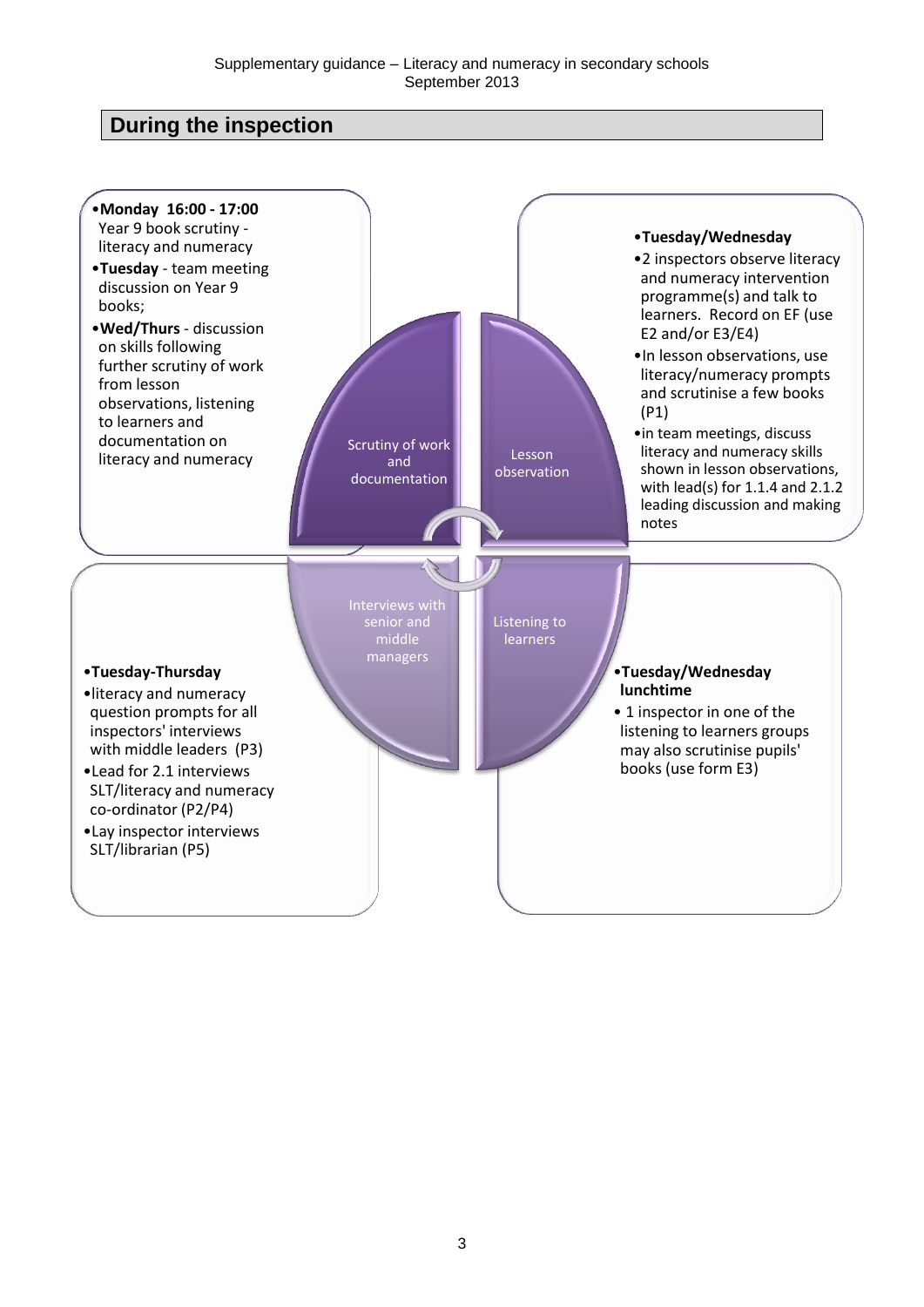## During the inspection

### Scrutiny of work and documentation

- **Monday 16:00 - 17:00** Year 9 book scrutiny - literacy and numeracy
- **Tuesday** - team meeting discussion on Year 9 books;
- **Wed/Thurs** - discussion on skills following further scrutiny of work from lesson observations, listening to learners and documentation on literacy and numeracy

### Lesson observation

- **Tuesday/Wednesday**
- 2 inspectors observe literacy and numeracy intervention programme(s) and talk to learners. Record on EF (use E2 and/or E3/E4)
- In lesson observations, use literacy/numeracy prompts and scrutinise a few books (P1)
- in team meetings, discuss literacy and numeracy skills shown in lesson observations, with lead(s) for 1.1.4 and 2.1.2 leading discussion and making notes

### Interviews with senior and middle managers

- **Tuesday-Thursday**
- literacy and numeracy question prompts for all inspectors' interviews with middle leaders (P3)
- Lead for 2.1 interviews SLT/literacy and numeracy co-ordinator (P2/P4)
- Lay inspector interviews SLT/librarian (P5)

### Listening to learners

- **Tuesday/Wednesday lunchtime**
- 1 inspector in one of the listening to learners groups may also scrutinise pupils' books (use form E3)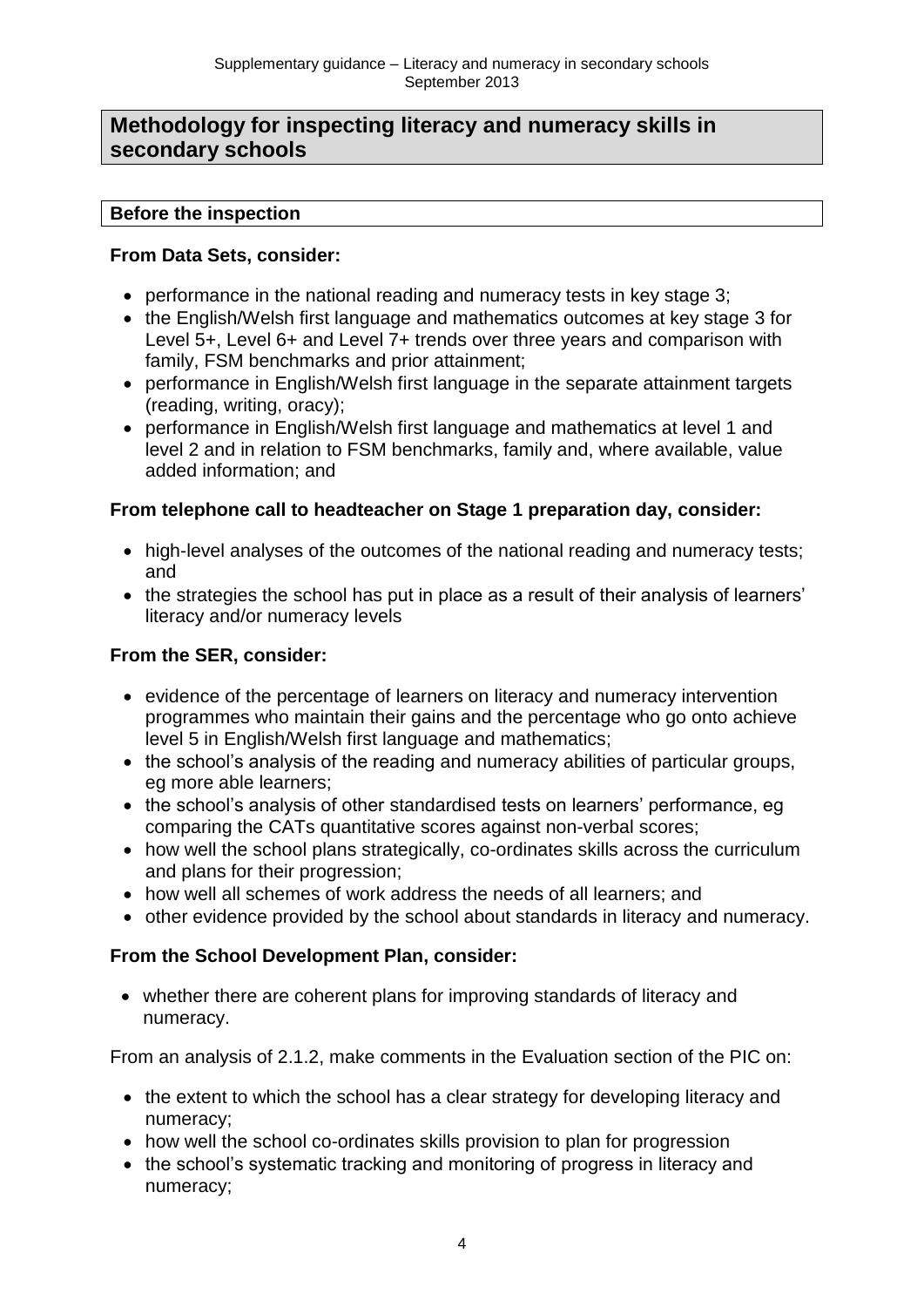## Methodology for inspecting literacy and numeracy skills in secondary schools

### Before the inspection

**From Data Sets, consider:**

- performance in the national reading and numeracy tests in key stage 3;
- the English/Welsh first language and mathematics outcomes at key stage 3 for Level 5+, Level 6+ and Level 7+ trends over three years and comparison with family, FSM benchmarks and prior attainment;
- performance in English/Welsh first language in the separate attainment targets (reading, writing, oracy);
- performance in English/Welsh first language and mathematics at level 1 and level 2 and in relation to FSM benchmarks, family and, where available, value added information; and

**From telephone call to headteacher on Stage 1 preparation day, consider:**

- high-level analyses of the outcomes of the national reading and numeracy tests; and
- the strategies the school has put in place as a result of their analysis of learners' literacy and/or numeracy levels

**From the SER, consider:**

- evidence of the percentage of learners on literacy and numeracy intervention programmes who maintain their gains and the percentage who go onto achieve level 5 in English/Welsh first language and mathematics;
- the school's analysis of the reading and numeracy abilities of particular groups, eg more able learners;
- the school's analysis of other standardised tests on learners' performance, eg comparing the CATs quantitative scores against non-verbal scores;
- how well the school plans strategically, co-ordinates skills across the curriculum and plans for their progression;
- how well all schemes of work address the needs of all learners; and
- other evidence provided by the school about standards in literacy and numeracy.

**From the School Development Plan, consider:**

- whether there are coherent plans for improving standards of literacy and numeracy.

From an analysis of 2.1.2, make comments in the Evaluation section of the PIC on:

- the extent to which the school has a clear strategy for developing literacy and numeracy;
- how well the school co-ordinates skills provision to plan for progression
- the school's systematic tracking and monitoring of progress in literacy and numeracy;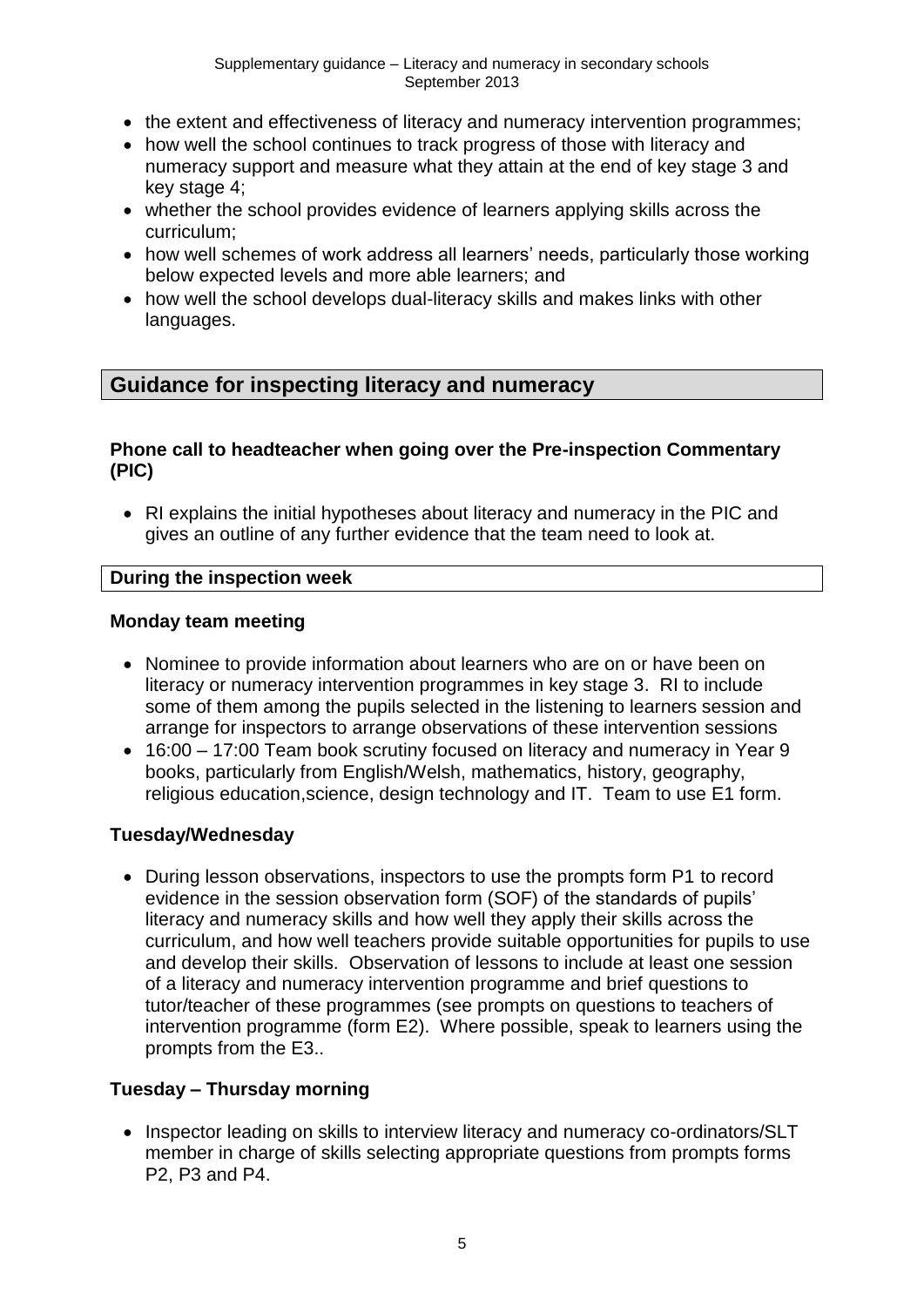- the extent and effectiveness of literacy and numeracy intervention programmes;
- how well the school continues to track progress of those with literacy and numeracy support and measure what they attain at the end of key stage 3 and key stage 4;
- whether the school provides evidence of learners applying skills across the curriculum;
- how well schemes of work address all learners' needs, particularly those working below expected levels and more able learners; and
- how well the school develops dual-literacy skills and makes links with other languages.

## Guidance for inspecting literacy and numeracy

### Phone call to headteacher when going over the Pre-inspection Commentary (PIC)

- RI explains the initial hypotheses about literacy and numeracy in the PIC and gives an outline of any further evidence that the team need to look at.

### During the inspection week

#### Monday team meeting

- Nominee to provide information about learners who are on or have been on literacy or numeracy intervention programmes in key stage 3. RI to include some of them among the pupils selected in the listening to learners session and arrange for inspectors to arrange observations of these intervention sessions
- 16:00 – 17:00 Team book scrutiny focused on literacy and numeracy in Year 9 books, particularly from English/Welsh, mathematics, history, geography, religious education,science, design technology and IT. Team to use E1 form.

#### Tuesday/Wednesday

- During lesson observations, inspectors to use the prompts form P1 to record evidence in the session observation form (SOF) of the standards of pupils' literacy and numeracy skills and how well they apply their skills across the curriculum, and how well teachers provide suitable opportunities for pupils to use and develop their skills. Observation of lessons to include at least one session of a literacy and numeracy intervention programme and brief questions to tutor/teacher of these programmes (see prompts on questions to teachers of intervention programme (form E2). Where possible, speak to learners using the prompts from the E3..

#### Tuesday – Thursday morning

- Inspector leading on skills to interview literacy and numeracy co-ordinators/SLT member in charge of skills selecting appropriate questions from prompts forms P2, P3 and P4.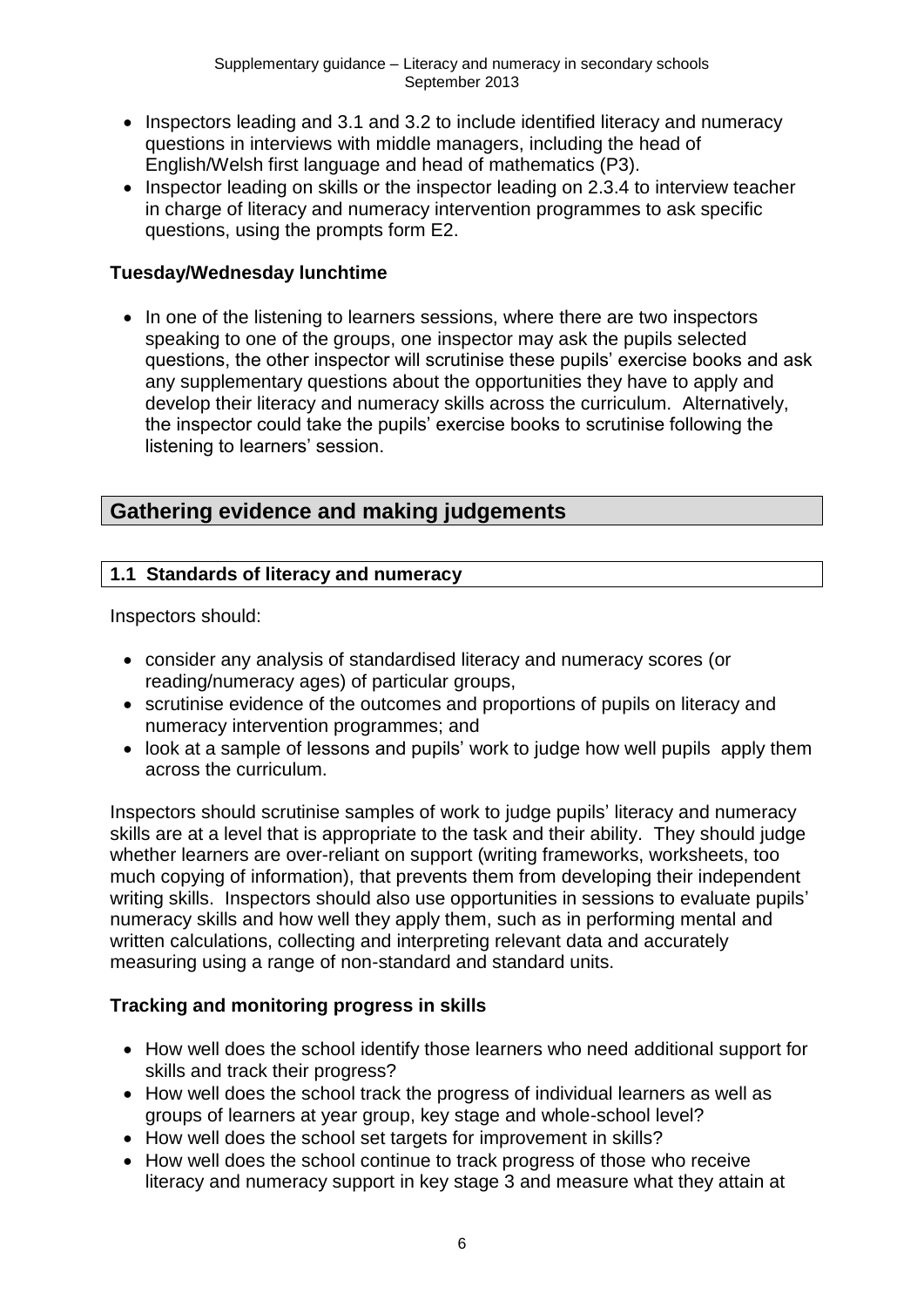- Inspectors leading and 3.1 and 3.2 to include identified literacy and numeracy questions in interviews with middle managers, including the head of English/Welsh first language and head of mathematics (P3).
- Inspector leading on skills or the inspector leading on 2.3.4 to interview teacher in charge of literacy and numeracy intervention programmes to ask specific questions, using the prompts form E2.

### Tuesday/Wednesday lunchtime

- In one of the listening to learners sessions, where there are two inspectors speaking to one of the groups, one inspector may ask the pupils selected questions, the other inspector will scrutinise these pupils' exercise books and ask any supplementary questions about the opportunities they have to apply and develop their literacy and numeracy skills across the curriculum. Alternatively, the inspector could take the pupils' exercise books to scrutinise following the listening to learners' session.

## Gathering evidence and making judgements

### 1.1 Standards of literacy and numeracy

Inspectors should:

- consider any analysis of standardised literacy and numeracy scores (or reading/numeracy ages) of particular groups,
- scrutinise evidence of the outcomes and proportions of pupils on literacy and numeracy intervention programmes; and
- look at a sample of lessons and pupils' work to judge how well pupils apply them across the curriculum.

Inspectors should scrutinise samples of work to judge pupils' literacy and numeracy skills are at a level that is appropriate to the task and their ability. They should judge whether learners are over-reliant on support (writing frameworks, worksheets, too much copying of information), that prevents them from developing their independent writing skills. Inspectors should also use opportunities in sessions to evaluate pupils' numeracy skills and how well they apply them, such as in performing mental and written calculations, collecting and interpreting relevant data and accurately measuring using a range of non-standard and standard units.

### Tracking and monitoring progress in skills

- How well does the school identify those learners who need additional support for skills and track their progress?
- How well does the school track the progress of individual learners as well as groups of learners at year group, key stage and whole-school level?
- How well does the school set targets for improvement in skills?
- How well does the school continue to track progress of those who receive literacy and numeracy support in key stage 3 and measure what they attain at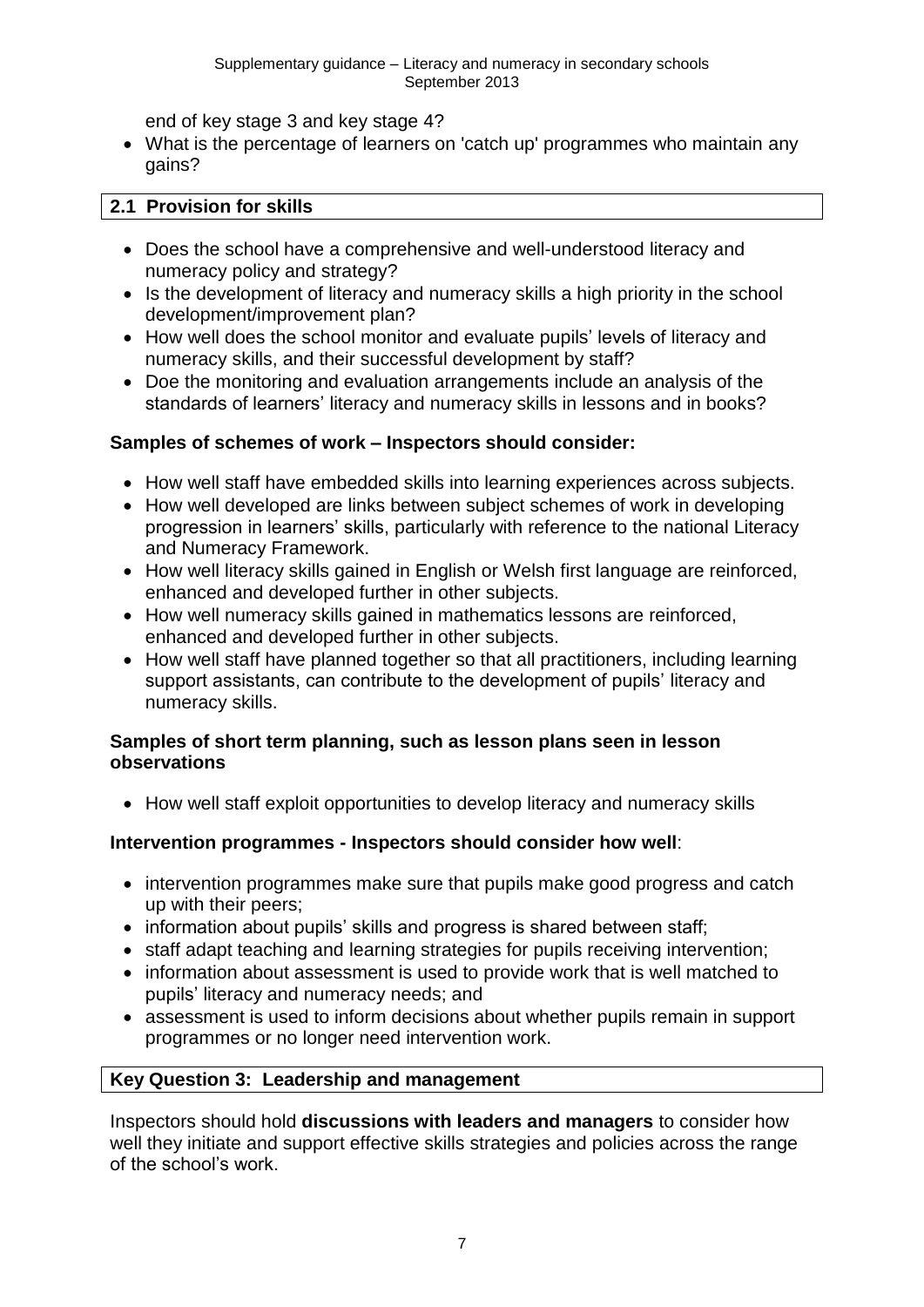end of key stage 3 and key stage 4?

- What is the percentage of learners on 'catch up' programmes who maintain any gains?

## 2.1 Provision for skills

- Does the school have a comprehensive and well-understood literacy and numeracy policy and strategy?
- Is the development of literacy and numeracy skills a high priority in the school development/improvement plan?
- How well does the school monitor and evaluate pupils' levels of literacy and numeracy skills, and their successful development by staff?
- Doe the monitoring and evaluation arrangements include an analysis of the standards of learners' literacy and numeracy skills in lessons and in books?

### Samples of schemes of work – Inspectors should consider:

- How well staff have embedded skills into learning experiences across subjects.
- How well developed are links between subject schemes of work in developing progression in learners' skills, particularly with reference to the national Literacy and Numeracy Framework.
- How well literacy skills gained in English or Welsh first language are reinforced, enhanced and developed further in other subjects.
- How well numeracy skills gained in mathematics lessons are reinforced, enhanced and developed further in other subjects.
- How well staff have planned together so that all practitioners, including learning support assistants, can contribute to the development of pupils' literacy and numeracy skills.

### Samples of short term planning, such as lesson plans seen in lesson observations

- How well staff exploit opportunities to develop literacy and numeracy skills

### Intervention programmes - Inspectors should consider how well:

- intervention programmes make sure that pupils make good progress and catch up with their peers;
- information about pupils' skills and progress is shared between staff;
- staff adapt teaching and learning strategies for pupils receiving intervention;
- information about assessment is used to provide work that is well matched to pupils' literacy and numeracy needs; and
- assessment is used to inform decisions about whether pupils remain in support programmes or no longer need intervention work.

## Key Question 3: Leadership and management

Inspectors should hold **discussions with leaders and managers** to consider how well they initiate and support effective skills strategies and policies across the range of the school's work.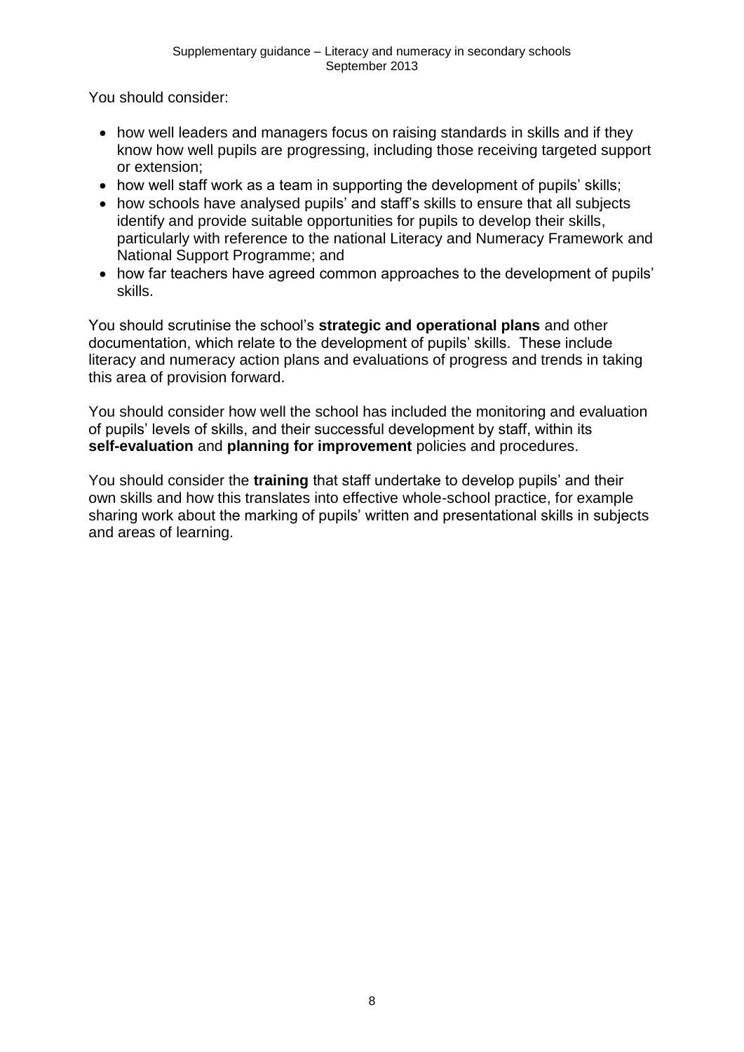You should consider:

- how well leaders and managers focus on raising standards in skills and if they know how well pupils are progressing, including those receiving targeted support or extension;
- how well staff work as a team in supporting the development of pupils' skills;
- how schools have analysed pupils' and staff's skills to ensure that all subjects identify and provide suitable opportunities for pupils to develop their skills, particularly with reference to the national Literacy and Numeracy Framework and National Support Programme; and
- how far teachers have agreed common approaches to the development of pupils' skills.

You should scrutinise the school's **strategic and operational plans** and other documentation, which relate to the development of pupils' skills. These include literacy and numeracy action plans and evaluations of progress and trends in taking this area of provision forward.

You should consider how well the school has included the monitoring and evaluation of pupils' levels of skills, and their successful development by staff, within its **self-evaluation** and **planning for improvement** policies and procedures.

You should consider the **training** that staff undertake to develop pupils' and their own skills and how this translates into effective whole-school practice, for example sharing work about the marking of pupils' written and presentational skills in subjects and areas of learning.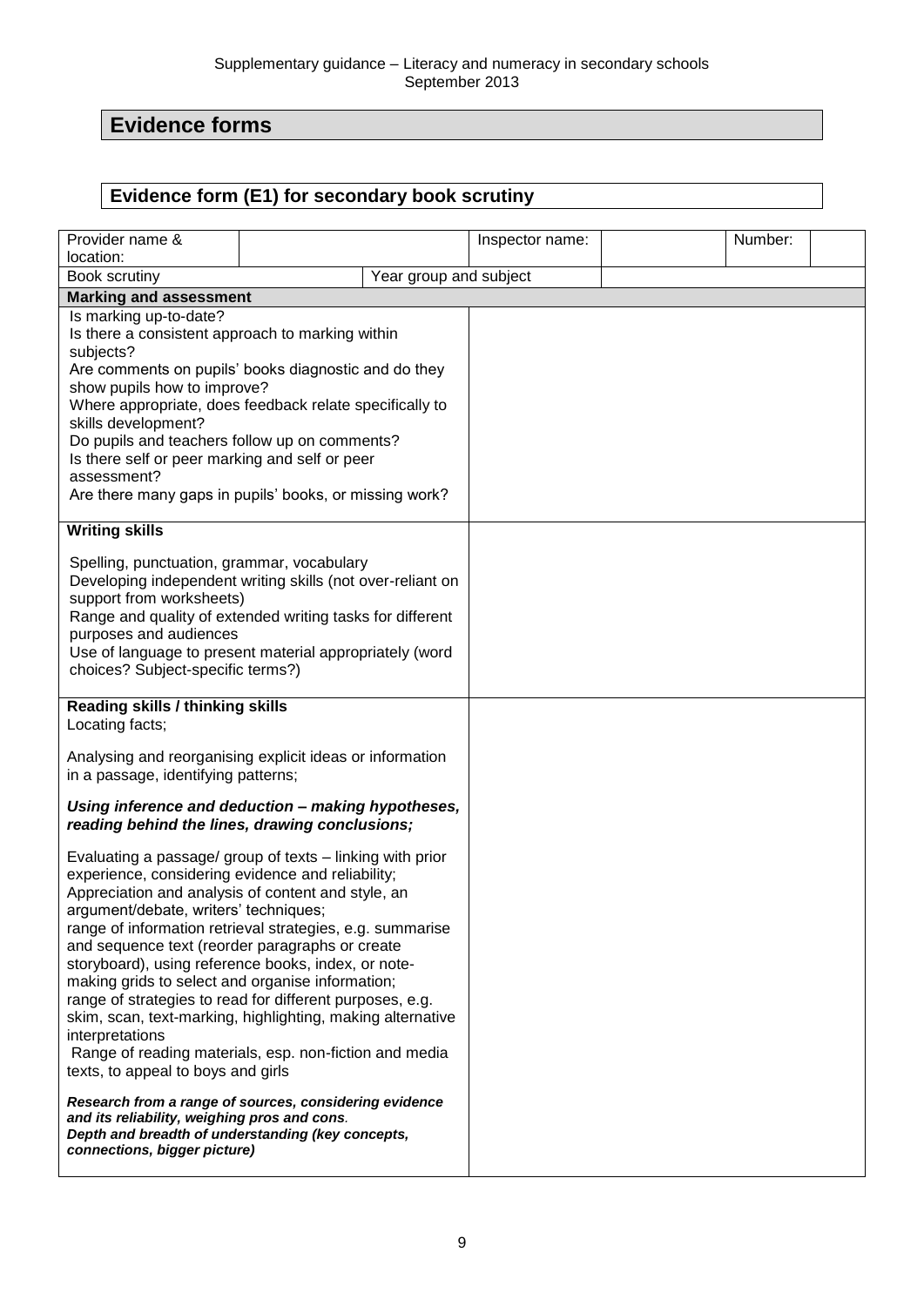## Evidence forms

### Evidence form (E1) for secondary book scrutiny

| Provider name & location: | | | Inspector name: | | Number: | |
|---|---|---|---|---|---|---|
| Book scrutiny | | Year group and subject | | | | |
| **Marking and assessment** | | | | | | |
| Is marking up-to-date?<br>Is there a consistent approach to marking within subjects?<br>Are comments on pupils' books diagnostic and do they show pupils how to improve?<br>Where appropriate, does feedback relate specifically to skills development?<br>Do pupils and teachers follow up on comments?<br>Is there self or peer marking and self or peer assessment?<br>Are there many gaps in pupils' books, or missing work? | | | | | | |
| **Writing skills**<br><br>Spelling, punctuation, grammar, vocabulary<br>Developing independent writing skills (not over-reliant on support from worksheets)<br>Range and quality of extended writing tasks for different purposes and audiences<br>Use of language to present material appropriately (word choices? Subject-specific terms?) | | | | | | |
| **Reading skills / thinking skills**<br>Locating facts;<br><br>Analysing and reorganising explicit ideas or information in a passage, identifying patterns;<br><br>***Using inference and deduction – making hypotheses, reading behind the lines, drawing conclusions;***<br><br>Evaluating a passage/ group of texts – linking with prior experience, considering evidence and reliability;<br>Appreciation and analysis of content and style, an argument/debate, writers' techniques;<br>range of information retrieval strategies, e.g. summarise and sequence text (reorder paragraphs or create storyboard), using reference books, index, or note-making grids to select and organise information;<br>range of strategies to read for different purposes, e.g. skim, scan, text-marking, highlighting, making alternative interpretations<br>Range of reading materials, esp. non-fiction and media texts, to appeal to boys and girls<br><br>***Research from a range of sources, considering evidence and its reliability, weighing pros and cons.***<br>***Depth and breadth of understanding (key concepts, connections, bigger picture)*** | | | | | | |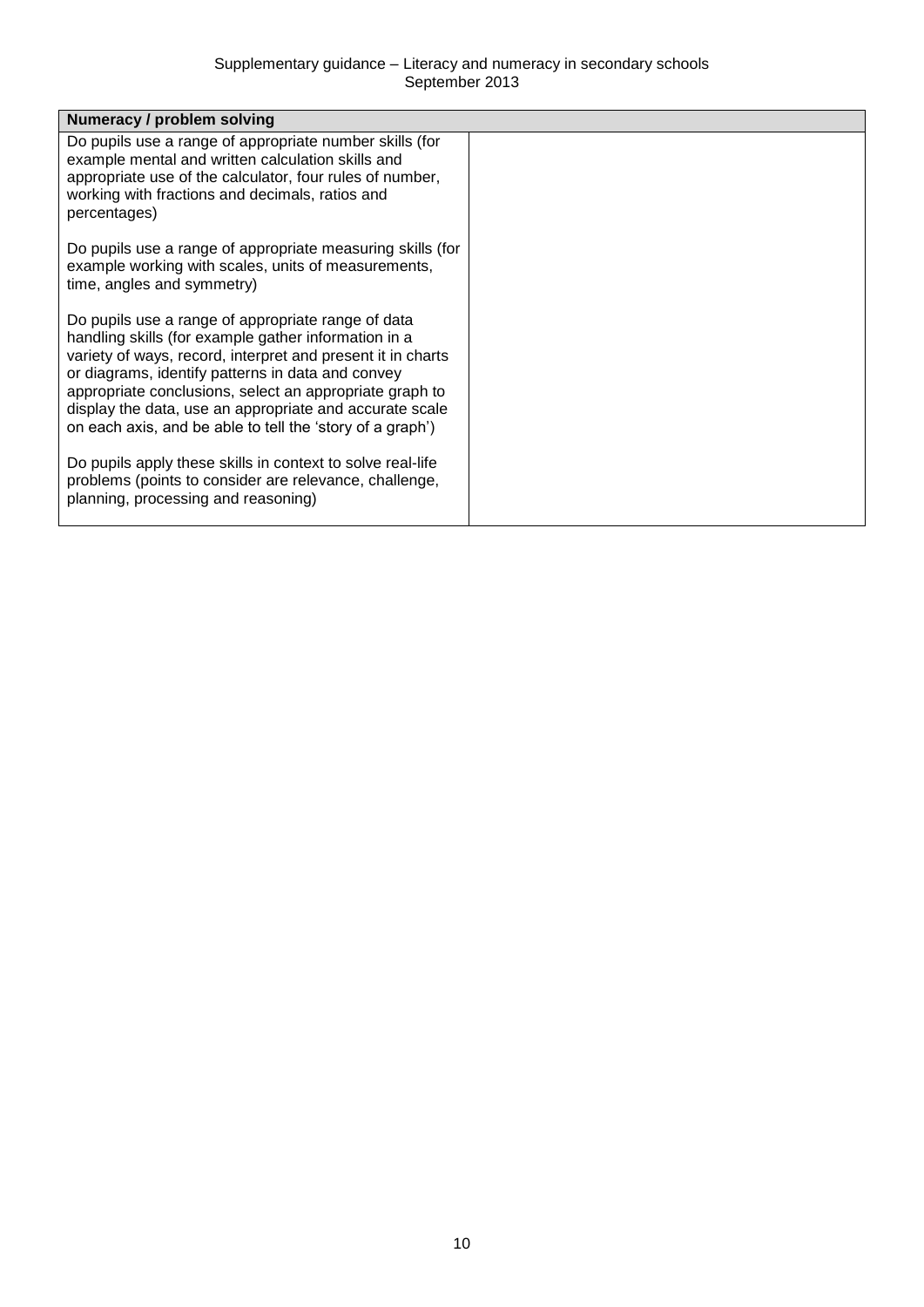| Numeracy / problem solving | |
|---|---|
| Do pupils use a range of appropriate number skills (for example mental and written calculation skills and appropriate use of the calculator, four rules of number, working with fractions and decimals, ratios and percentages)<br><br>Do pupils use a range of appropriate measuring skills (for example working with scales, units of measurements, time, angles and symmetry)<br><br>Do pupils use a range of appropriate range of data handling skills (for example gather information in a variety of ways, record, interpret and present it in charts or diagrams, identify patterns in data and convey appropriate conclusions, select an appropriate graph to display the data, use an appropriate and accurate scale on each axis, and be able to tell the 'story of a graph')<br><br>Do pupils apply these skills in context to solve real-life problems (points to consider are relevance, challenge, planning, processing and reasoning) | |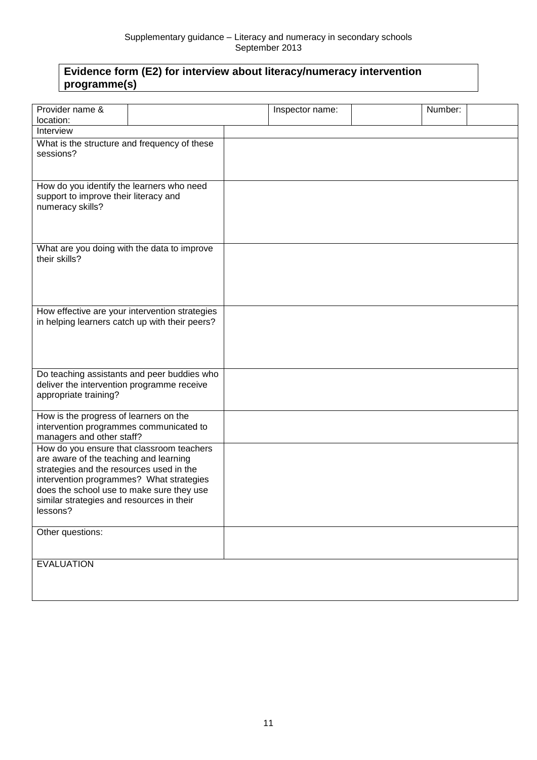## Evidence form (E2) for interview about literacy/numeracy intervention programme(s)

| Provider name & location: | | Inspector name: | | Number: | |
|---|---|---|---|---|---|

| Interview | |
|---|---|
| What is the structure and frequency of these sessions? | |
| How do you identify the learners who need support to improve their literacy and numeracy skills? | |
| What are you doing with the data to improve their skills? | |
| How effective are your intervention strategies in helping learners catch up with their peers? | |
| Do teaching assistants and peer buddies who deliver the intervention programme receive appropriate training? | |
| How is the progress of learners on the intervention programmes communicated to managers and other staff? | |
| How do you ensure that classroom teachers are aware of the teaching and learning strategies and the resources used in the intervention programmes? What strategies does the school use to make sure they use similar strategies and resources in their lessons? | |
| Other questions: | |
| EVALUATION | |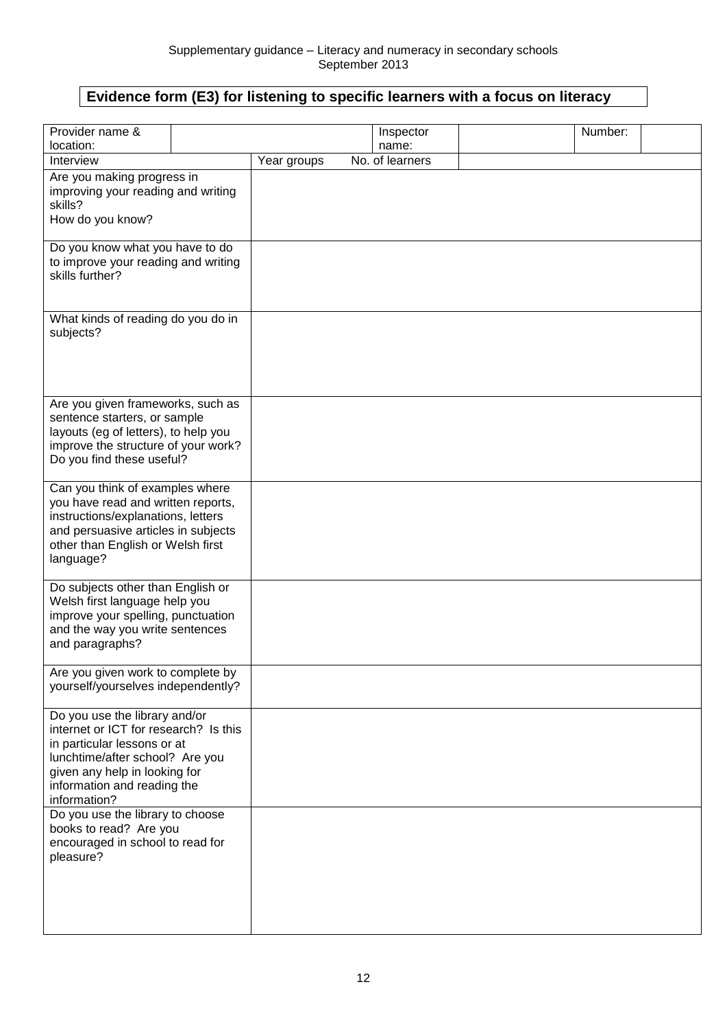## Evidence form (E3) for listening to specific learners with a focus on literacy

| Provider name & location: | | Inspector name: | | Number: | |
|---|---|---|---|---|---|
| Interview | Year groups | No. of learners | | | |
| Are you making progress in improving your reading and writing skills?<br>How do you know? | | | | | |
| Do you know what you have to do to improve your reading and writing skills further? | | | | | |
| What kinds of reading do you do in subjects? | | | | | |
| Are you given frameworks, such as sentence starters, or sample layouts (eg of letters), to help you improve the structure of your work? Do you find these useful? | | | | | |
| Can you think of examples where you have read and written reports, instructions/explanations, letters and persuasive articles in subjects other than English or Welsh first language? | | | | | |
| Do subjects other than English or Welsh first language help you improve your spelling, punctuation and the way you write sentences and paragraphs? | | | | | |
| Are you given work to complete by yourself/yourselves independently? | | | | | |
| Do you use the library and/or internet or ICT for research? Is this in particular lessons or at lunchtime/after school? Are you given any help in looking for information and reading the information? | | | | | |
| Do you use the library to choose books to read? Are you encouraged in school to read for pleasure? | | | | | |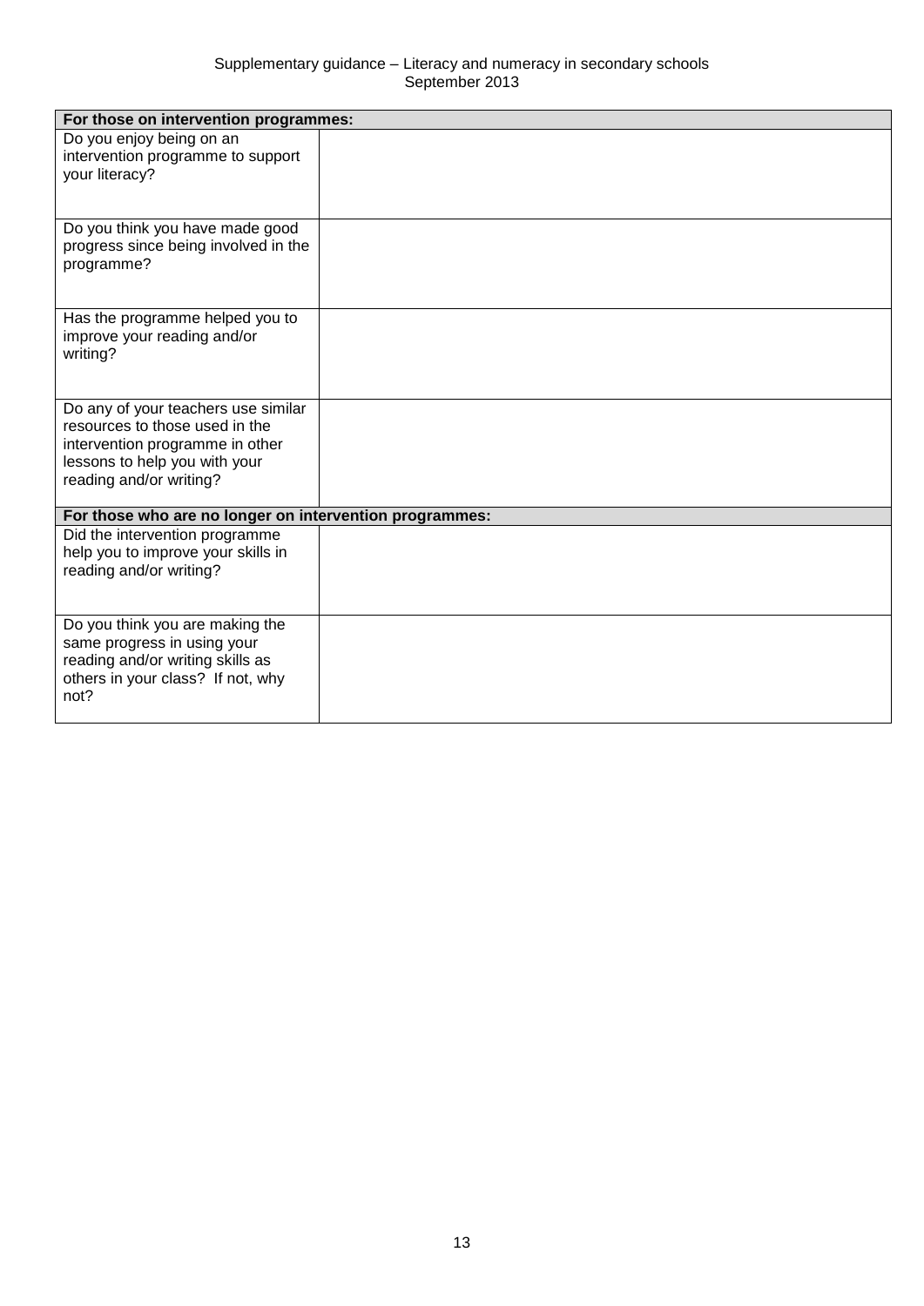| For those on intervention programmes: | |
|---|---|
| Do you enjoy being on an intervention programme to support your literacy? | |
| Do you think you have made good progress since being involved in the programme? | |
| Has the programme helped you to improve your reading and/or writing? | |
| Do any of your teachers use similar resources to those used in the intervention programme in other lessons to help you with your reading and/or writing? | |
| **For those who are no longer on intervention programmes:** | |
| Did the intervention programme help you to improve your skills in reading and/or writing? | |
| Do you think you are making the same progress in using your reading and/or writing skills as others in your class? If not, why not? | |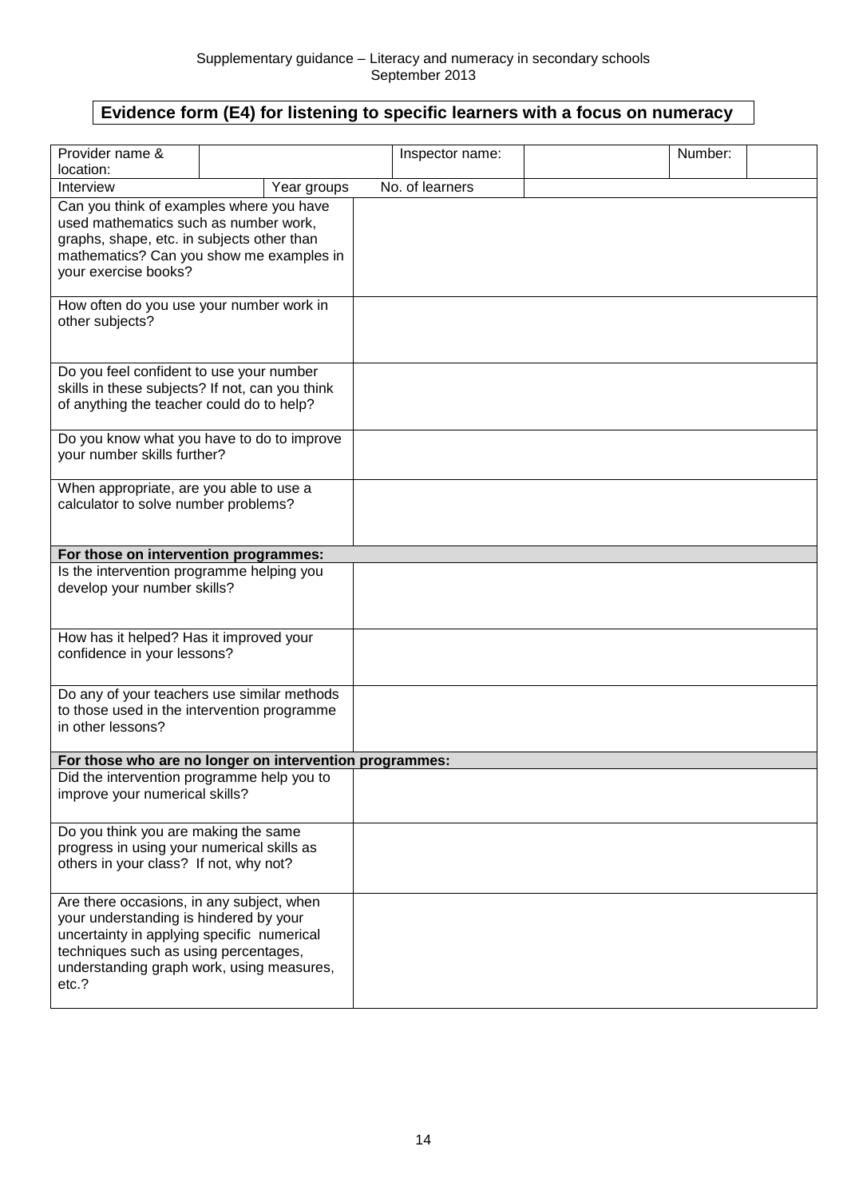## Evidence form (E4) for listening to specific learners with a focus on numeracy

| Provider name & location: | | Inspector name: | | Number: | |
|---|---|---|---|---|---|
| Interview | Year groups | No. of learners | | | |

| | |
|---|---|
| Can you think of examples where you have used mathematics such as number work, graphs, shape, etc. in subjects other than mathematics? Can you show me examples in your exercise books? | |
| How often do you use your number work in other subjects? | |
| Do you feel confident to use your number skills in these subjects? If not, can you think of anything the teacher could do to help? | |
| Do you know what you have to do to improve your number skills further? | |
| When appropriate, are you able to use a calculator to solve number problems? | |
| **For those on intervention programmes:** | |
| Is the intervention programme helping you develop your number skills? | |
| How has it helped? Has it improved your confidence in your lessons? | |
| Do any of your teachers use similar methods to those used in the intervention programme in other lessons? | |
| **For those who are no longer on intervention programmes:** | |
| Did the intervention programme help you to improve your numerical skills? | |
| Do you think you are making the same progress in using your numerical skills as others in your class? If not, why not? | |
| Are there occasions, in any subject, when your understanding is hindered by your uncertainty in applying specific numerical techniques such as using percentages, understanding graph work, using measures, etc.? | |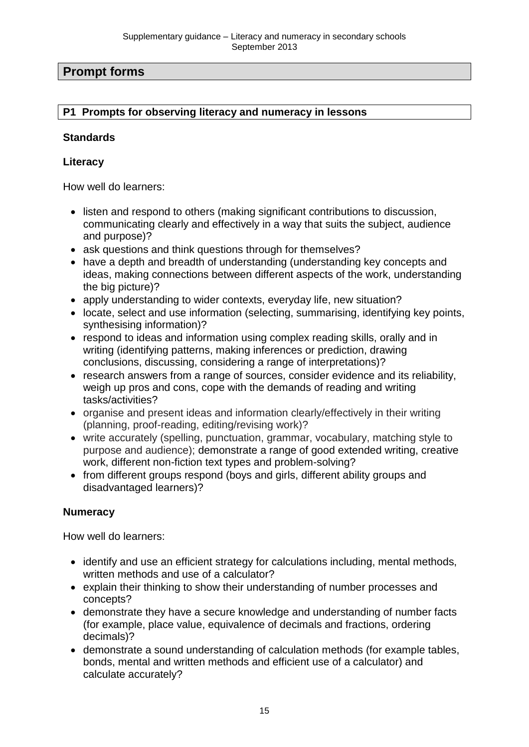## Prompt forms

### P1 Prompts for observing literacy and numeracy in lessons

**Standards**

**Literacy**

How well do learners:

- listen and respond to others (making significant contributions to discussion, communicating clearly and effectively in a way that suits the subject, audience and purpose)?
- ask questions and think questions through for themselves?
- have a depth and breadth of understanding (understanding key concepts and ideas, making connections between different aspects of the work, understanding the big picture)?
- apply understanding to wider contexts, everyday life, new situation?
- locate, select and use information (selecting, summarising, identifying key points, synthesising information)?
- respond to ideas and information using complex reading skills, orally and in writing (identifying patterns, making inferences or prediction, drawing conclusions, discussing, considering a range of interpretations)?
- research answers from a range of sources, consider evidence and its reliability, weigh up pros and cons, cope with the demands of reading and writing tasks/activities?
- organise and present ideas and information clearly/effectively in their writing (planning, proof-reading, editing/revising work)?
- write accurately (spelling, punctuation, grammar, vocabulary, matching style to purpose and audience); demonstrate a range of good extended writing, creative work, different non-fiction text types and problem-solving?
- from different groups respond (boys and girls, different ability groups and disadvantaged learners)?

**Numeracy**

How well do learners:

- identify and use an efficient strategy for calculations including, mental methods, written methods and use of a calculator?
- explain their thinking to show their understanding of number processes and concepts?
- demonstrate they have a secure knowledge and understanding of number facts (for example, place value, equivalence of decimals and fractions, ordering decimals)?
- demonstrate a sound understanding of calculation methods (for example tables, bonds, mental and written methods and efficient use of a calculator) and calculate accurately?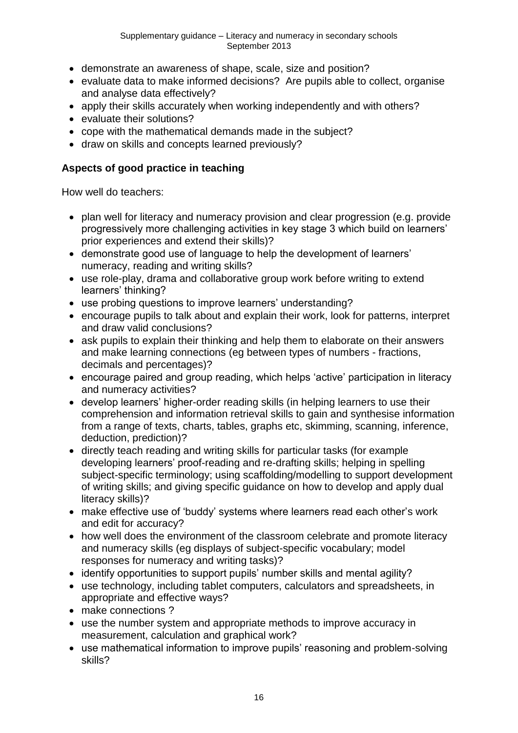- demonstrate an awareness of shape, scale, size and position?
- evaluate data to make informed decisions? Are pupils able to collect, organise and analyse data effectively?
- apply their skills accurately when working independently and with others?
- evaluate their solutions?
- cope with the mathematical demands made in the subject?
- draw on skills and concepts learned previously?

**Aspects of good practice in teaching**

How well do teachers:

- plan well for literacy and numeracy provision and clear progression (e.g. provide progressively more challenging activities in key stage 3 which build on learners' prior experiences and extend their skills)?
- demonstrate good use of language to help the development of learners' numeracy, reading and writing skills?
- use role-play, drama and collaborative group work before writing to extend learners' thinking?
- use probing questions to improve learners' understanding?
- encourage pupils to talk about and explain their work, look for patterns, interpret and draw valid conclusions?
- ask pupils to explain their thinking and help them to elaborate on their answers and make learning connections (eg between types of numbers - fractions, decimals and percentages)?
- encourage paired and group reading, which helps 'active' participation in literacy and numeracy activities?
- develop learners' higher-order reading skills (in helping learners to use their comprehension and information retrieval skills to gain and synthesise information from a range of texts, charts, tables, graphs etc, skimming, scanning, inference, deduction, prediction)?
- directly teach reading and writing skills for particular tasks (for example developing learners' proof-reading and re-drafting skills; helping in spelling subject-specific terminology; using scaffolding/modelling to support development of writing skills; and giving specific guidance on how to develop and apply dual literacy skills)?
- make effective use of 'buddy' systems where learners read each other's work and edit for accuracy?
- how well does the environment of the classroom celebrate and promote literacy and numeracy skills (eg displays of subject-specific vocabulary; model responses for numeracy and writing tasks)?
- identify opportunities to support pupils' number skills and mental agility?
- use technology, including tablet computers, calculators and spreadsheets, in appropriate and effective ways?
- make connections ?
- use the number system and appropriate methods to improve accuracy in measurement, calculation and graphical work?
- use mathematical information to improve pupils' reasoning and problem-solving skills?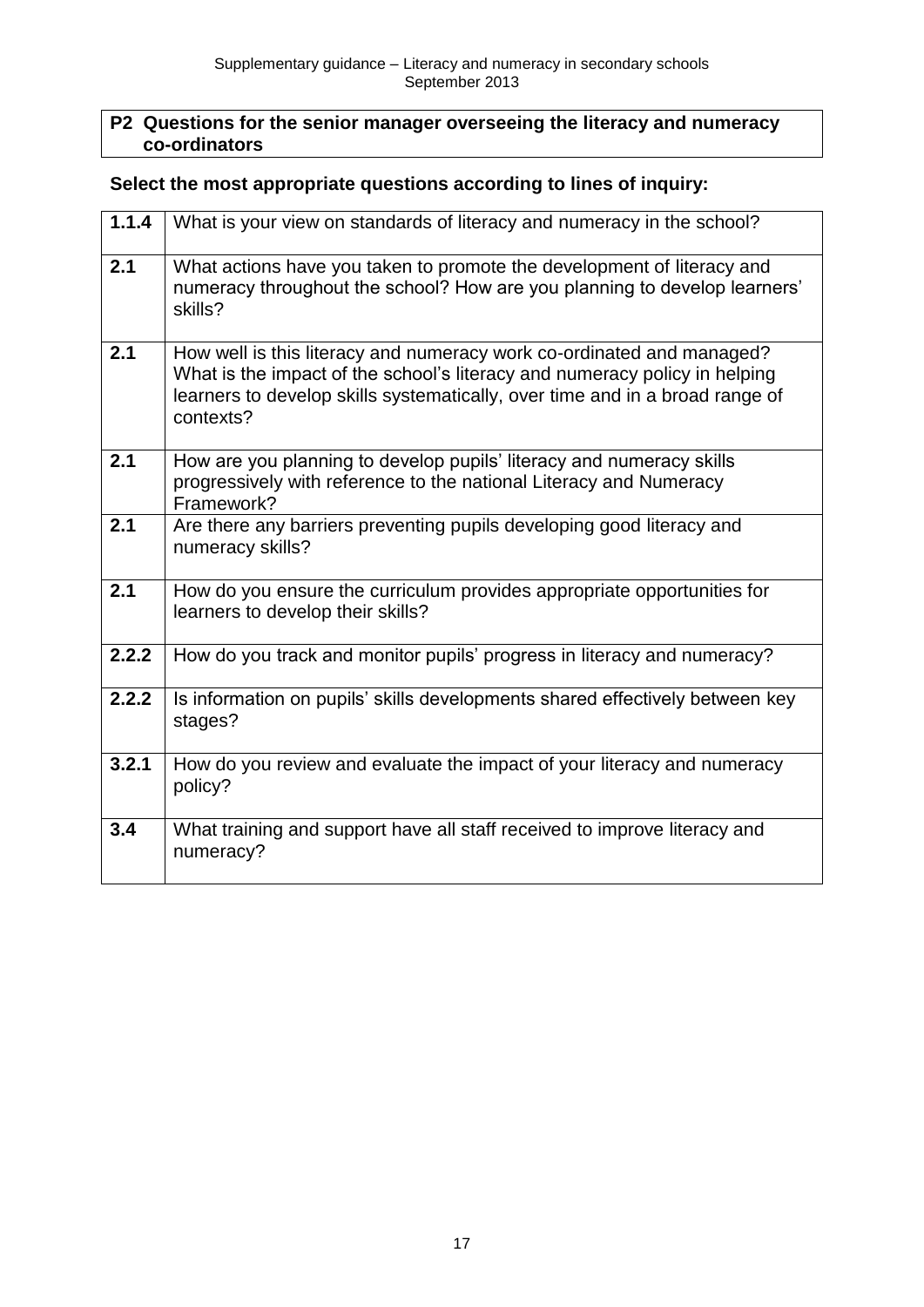## P2 Questions for the senior manager overseeing the literacy and numeracy co-ordinators

**Select the most appropriate questions according to lines of inquiry:**

| | |
|---|---|
| **1.1.4** | What is your view on standards of literacy and numeracy in the school? |
| **2.1** | What actions have you taken to promote the development of literacy and numeracy throughout the school? How are you planning to develop learners' skills? |
| **2.1** | How well is this literacy and numeracy work co-ordinated and managed? What is the impact of the school's literacy and numeracy policy in helping learners to develop skills systematically, over time and in a broad range of contexts? |
| **2.1** | How are you planning to develop pupils' literacy and numeracy skills progressively with reference to the national Literacy and Numeracy Framework? |
| **2.1** | Are there any barriers preventing pupils developing good literacy and numeracy skills? |
| **2.1** | How do you ensure the curriculum provides appropriate opportunities for learners to develop their skills? |
| **2.2.2** | How do you track and monitor pupils' progress in literacy and numeracy? |
| **2.2.2** | Is information on pupils' skills developments shared effectively between key stages? |
| **3.2.1** | How do you review and evaluate the impact of your literacy and numeracy policy? |
| **3.4** | What training and support have all staff received to improve literacy and numeracy? |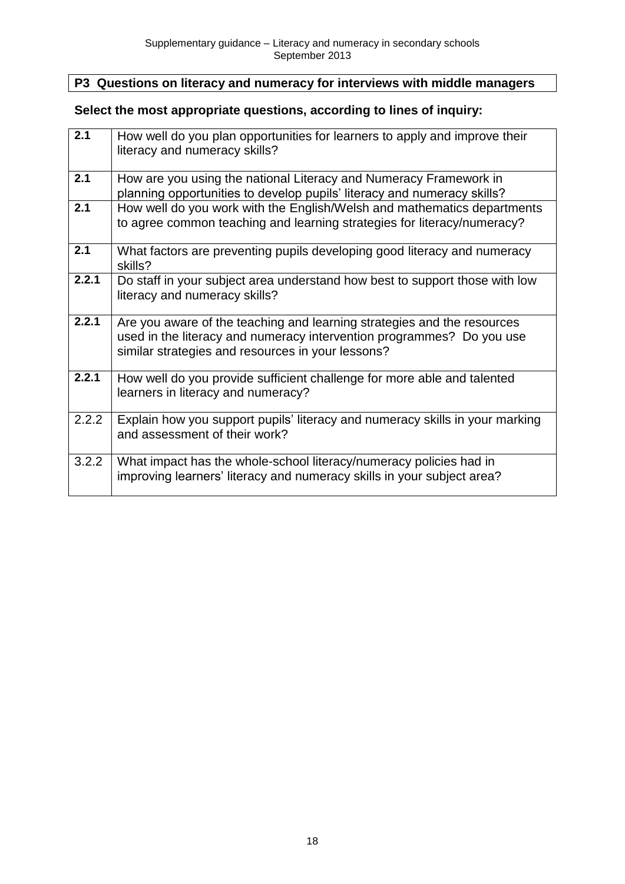## P3 Questions on literacy and numeracy for interviews with middle managers

**Select the most appropriate questions, according to lines of inquiry:**

| | |
|---|---|
| **2.1** | How well do you plan opportunities for learners to apply and improve their literacy and numeracy skills? |
| **2.1** | How are you using the national Literacy and Numeracy Framework in planning opportunities to develop pupils' literacy and numeracy skills? |
| **2.1** | How well do you work with the English/Welsh and mathematics departments to agree common teaching and learning strategies for literacy/numeracy? |
| **2.1** | What factors are preventing pupils developing good literacy and numeracy skills? |
| **2.2.1** | Do staff in your subject area understand how best to support those with low literacy and numeracy skills? |
| **2.2.1** | Are you aware of the teaching and learning strategies and the resources used in the literacy and numeracy intervention programmes? Do you use similar strategies and resources in your lessons? |
| **2.2.1** | How well do you provide sufficient challenge for more able and talented learners in literacy and numeracy? |
| 2.2.2 | Explain how you support pupils' literacy and numeracy skills in your marking and assessment of their work? |
| 3.2.2 | What impact has the whole-school literacy/numeracy policies had in improving learners' literacy and numeracy skills in your subject area? |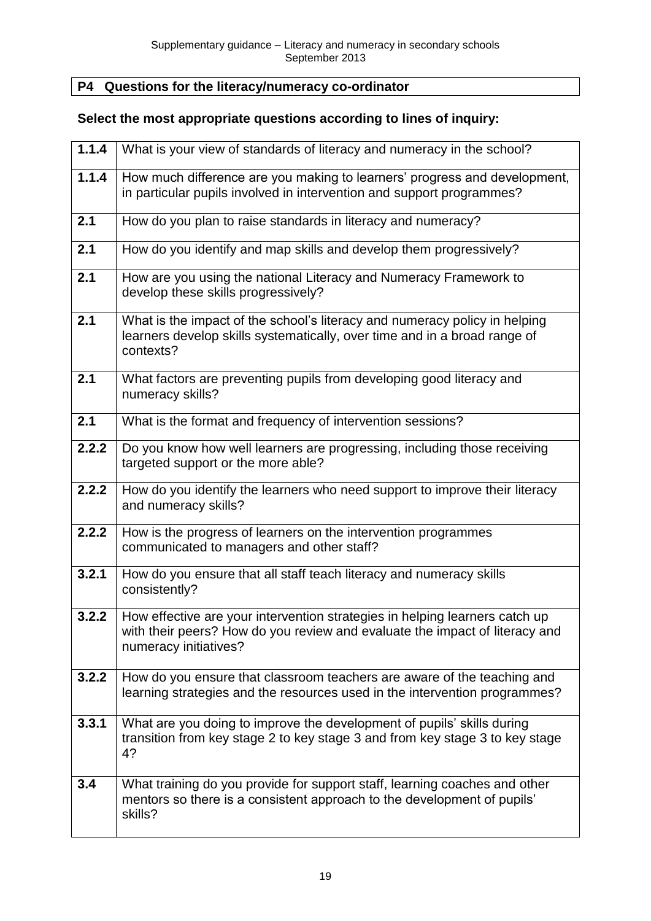## P4 Questions for the literacy/numeracy co-ordinator

**Select the most appropriate questions according to lines of inquiry:**

| | |
|---|---|
| **1.1.4** | What is your view of standards of literacy and numeracy in the school? |
| **1.1.4** | How much difference are you making to learners' progress and development, in particular pupils involved in intervention and support programmes? |
| **2.1** | How do you plan to raise standards in literacy and numeracy? |
| **2.1** | How do you identify and map skills and develop them progressively? |
| **2.1** | How are you using the national Literacy and Numeracy Framework to develop these skills progressively? |
| **2.1** | What is the impact of the school's literacy and numeracy policy in helping learners develop skills systematically, over time and in a broad range of contexts? |
| **2.1** | What factors are preventing pupils from developing good literacy and numeracy skills? |
| **2.1** | What is the format and frequency of intervention sessions? |
| **2.2.2** | Do you know how well learners are progressing, including those receiving targeted support or the more able? |
| **2.2.2** | How do you identify the learners who need support to improve their literacy and numeracy skills? |
| **2.2.2** | How is the progress of learners on the intervention programmes communicated to managers and other staff? |
| **3.2.1** | How do you ensure that all staff teach literacy and numeracy skills consistently? |
| **3.2.2** | How effective are your intervention strategies in helping learners catch up with their peers? How do you review and evaluate the impact of literacy and numeracy initiatives? |
| **3.2.2** | How do you ensure that classroom teachers are aware of the teaching and learning strategies and the resources used in the intervention programmes? |
| **3.3.1** | What are you doing to improve the development of pupils' skills during transition from key stage 2 to key stage 3 and from key stage 3 to key stage 4? |
| **3.4** | What training do you provide for support staff, learning coaches and other mentors so there is a consistent approach to the development of pupils' skills? |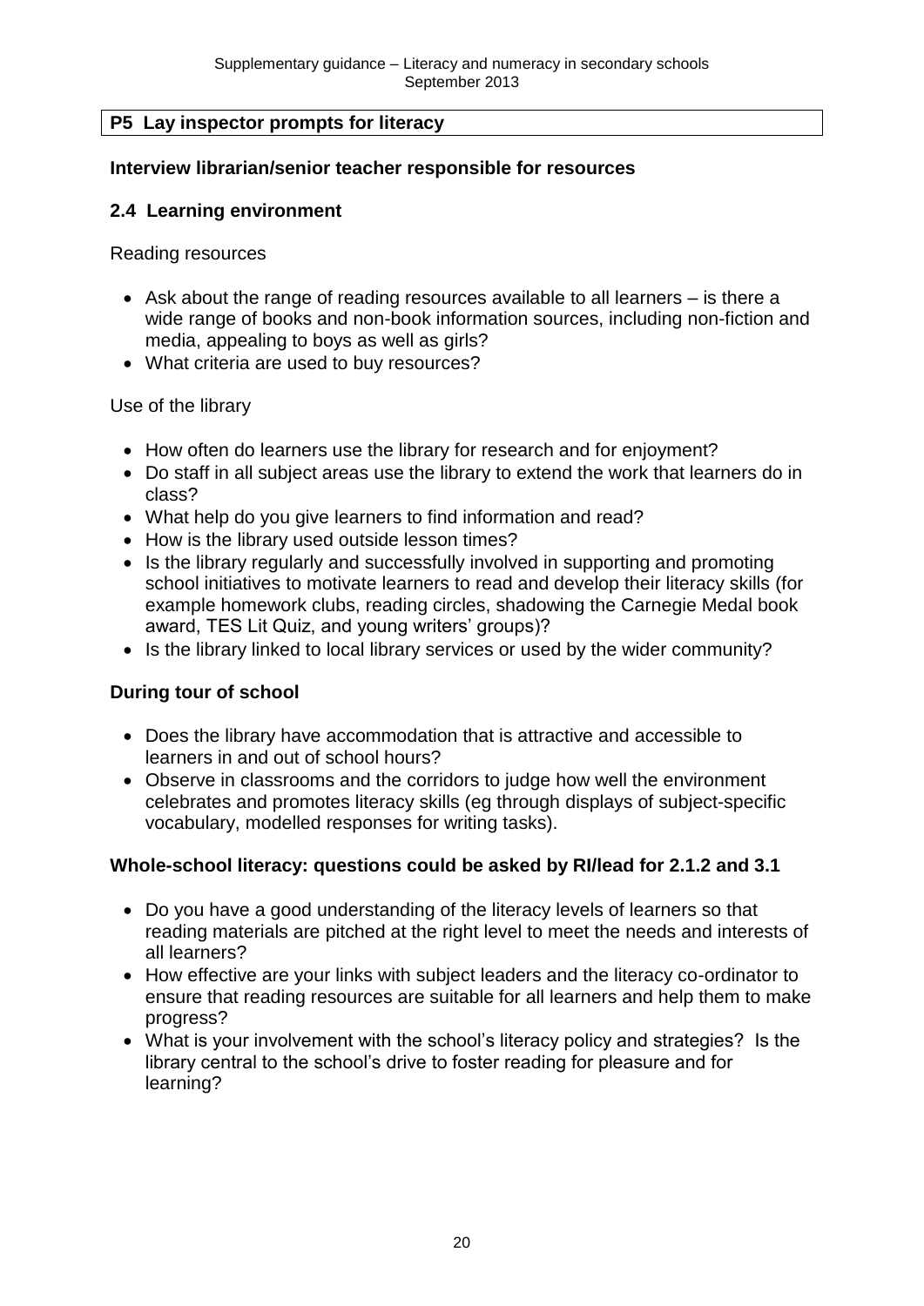## P5 Lay inspector prompts for literacy

**Interview librarian/senior teacher responsible for resources**

### 2.4 Learning environment

Reading resources

- Ask about the range of reading resources available to all learners – is there a wide range of books and non-book information sources, including non-fiction and media, appealing to boys as well as girls?
- What criteria are used to buy resources?

Use of the library

- How often do learners use the library for research and for enjoyment?
- Do staff in all subject areas use the library to extend the work that learners do in class?
- What help do you give learners to find information and read?
- How is the library used outside lesson times?
- Is the library regularly and successfully involved in supporting and promoting school initiatives to motivate learners to read and develop their literacy skills (for example homework clubs, reading circles, shadowing the Carnegie Medal book award, TES Lit Quiz, and young writers' groups)?
- Is the library linked to local library services or used by the wider community?

**During tour of school**

- Does the library have accommodation that is attractive and accessible to learners in and out of school hours?
- Observe in classrooms and the corridors to judge how well the environment celebrates and promotes literacy skills (eg through displays of subject-specific vocabulary, modelled responses for writing tasks).

**Whole-school literacy: questions could be asked by RI/lead for 2.1.2 and 3.1**

- Do you have a good understanding of the literacy levels of learners so that reading materials are pitched at the right level to meet the needs and interests of all learners?
- How effective are your links with subject leaders and the literacy co-ordinator to ensure that reading resources are suitable for all learners and help them to make progress?
- What is your involvement with the school's literacy policy and strategies? Is the library central to the school's drive to foster reading for pleasure and for learning?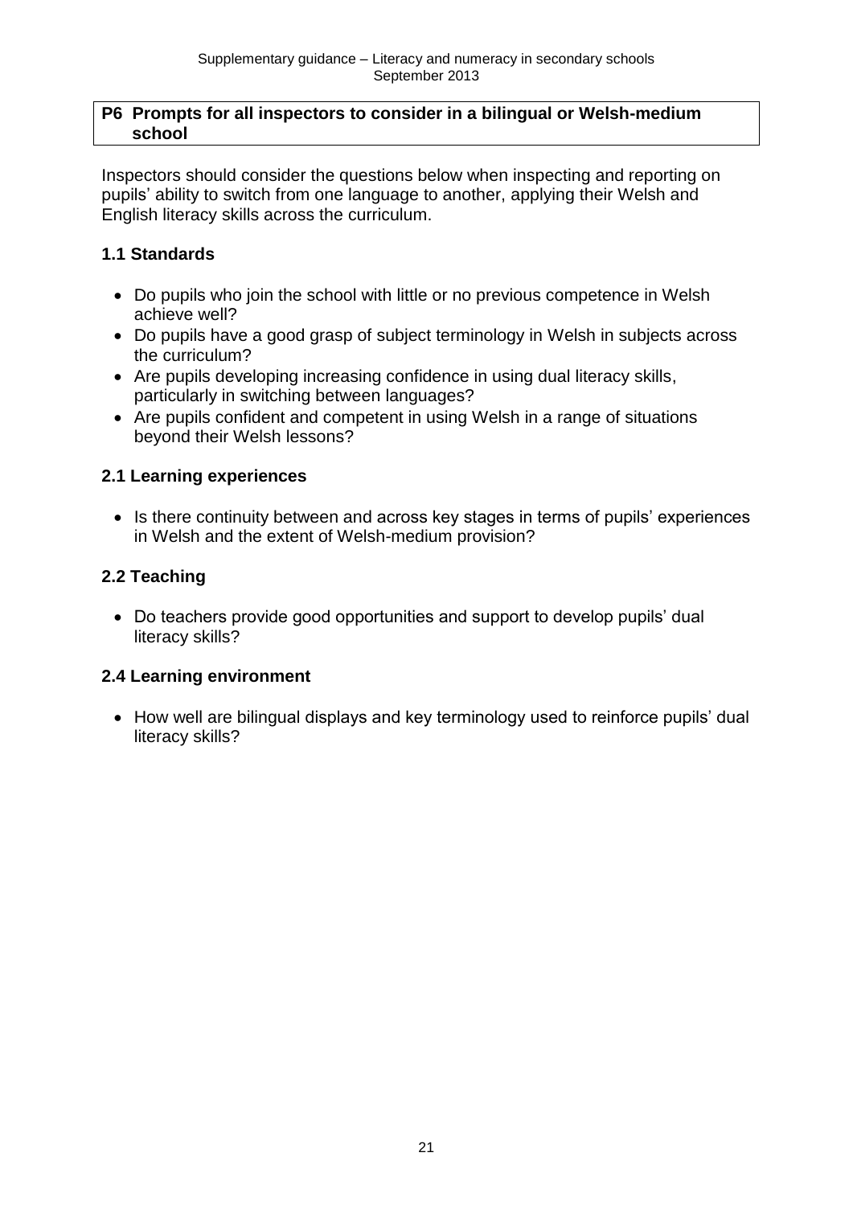## P6 Prompts for all inspectors to consider in a bilingual or Welsh-medium school

Inspectors should consider the questions below when inspecting and reporting on pupils' ability to switch from one language to another, applying their Welsh and English literacy skills across the curriculum.

### 1.1 Standards

- Do pupils who join the school with little or no previous competence in Welsh achieve well?
- Do pupils have a good grasp of subject terminology in Welsh in subjects across the curriculum?
- Are pupils developing increasing confidence in using dual literacy skills, particularly in switching between languages?
- Are pupils confident and competent in using Welsh in a range of situations beyond their Welsh lessons?

### 2.1 Learning experiences

- Is there continuity between and across key stages in terms of pupils' experiences in Welsh and the extent of Welsh-medium provision?

### 2.2 Teaching

- Do teachers provide good opportunities and support to develop pupils' dual literacy skills?

### 2.4 Learning environment

- How well are bilingual displays and key terminology used to reinforce pupils' dual literacy skills?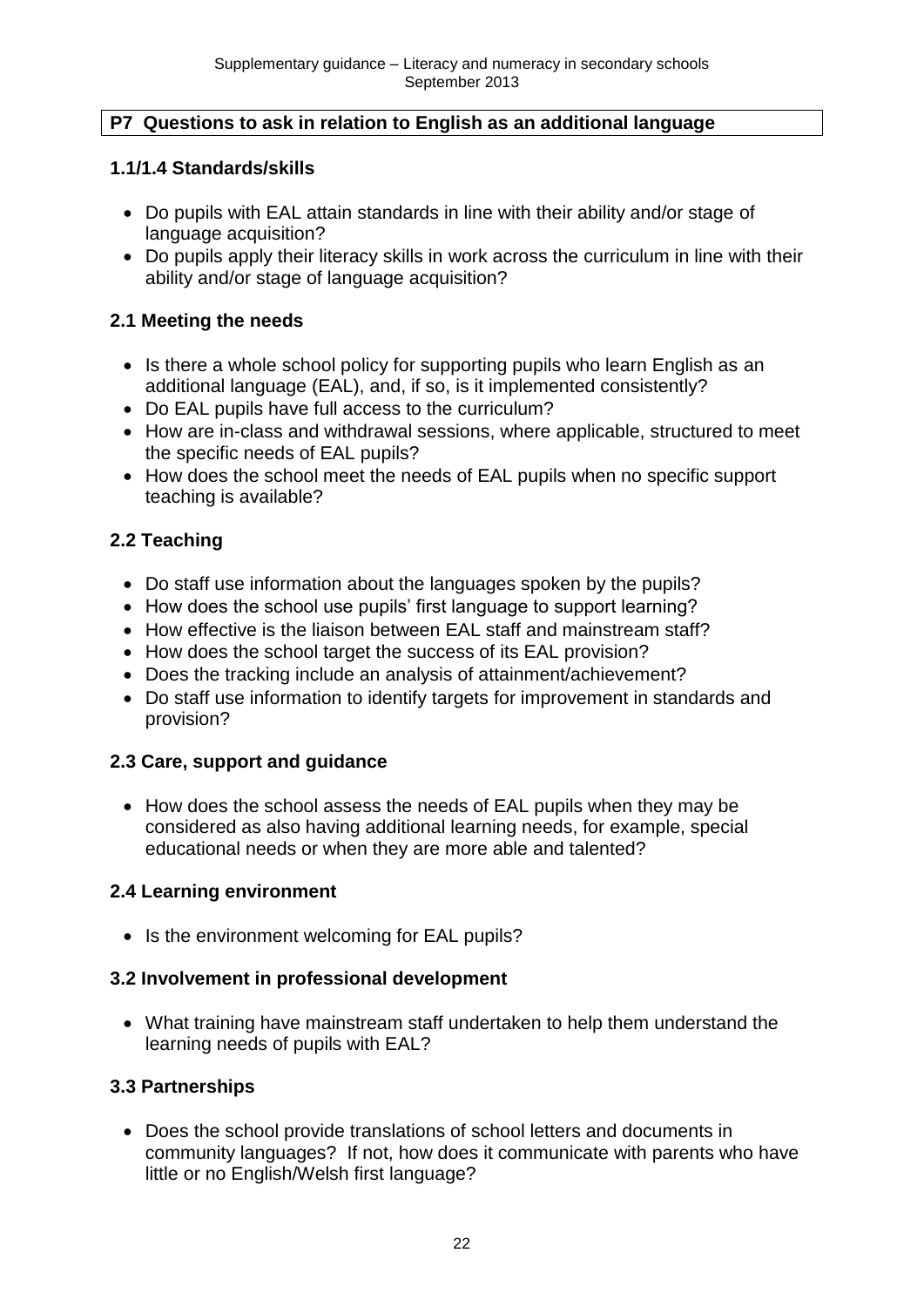## P7 Questions to ask in relation to English as an additional language

### 1.1/1.4 Standards/skills

- Do pupils with EAL attain standards in line with their ability and/or stage of language acquisition?
- Do pupils apply their literacy skills in work across the curriculum in line with their ability and/or stage of language acquisition?

### 2.1 Meeting the needs

- Is there a whole school policy for supporting pupils who learn English as an additional language (EAL), and, if so, is it implemented consistently?
- Do EAL pupils have full access to the curriculum?
- How are in-class and withdrawal sessions, where applicable, structured to meet the specific needs of EAL pupils?
- How does the school meet the needs of EAL pupils when no specific support teaching is available?

### 2.2 Teaching

- Do staff use information about the languages spoken by the pupils?
- How does the school use pupils' first language to support learning?
- How effective is the liaison between EAL staff and mainstream staff?
- How does the school target the success of its EAL provision?
- Does the tracking include an analysis of attainment/achievement?
- Do staff use information to identify targets for improvement in standards and provision?

### 2.3 Care, support and guidance

- How does the school assess the needs of EAL pupils when they may be considered as also having additional learning needs, for example, special educational needs or when they are more able and talented?

### 2.4 Learning environment

- Is the environment welcoming for EAL pupils?

### 3.2 Involvement in professional development

- What training have mainstream staff undertaken to help them understand the learning needs of pupils with EAL?

### 3.3 Partnerships

- Does the school provide translations of school letters and documents in community languages? If not, how does it communicate with parents who have little or no English/Welsh first language?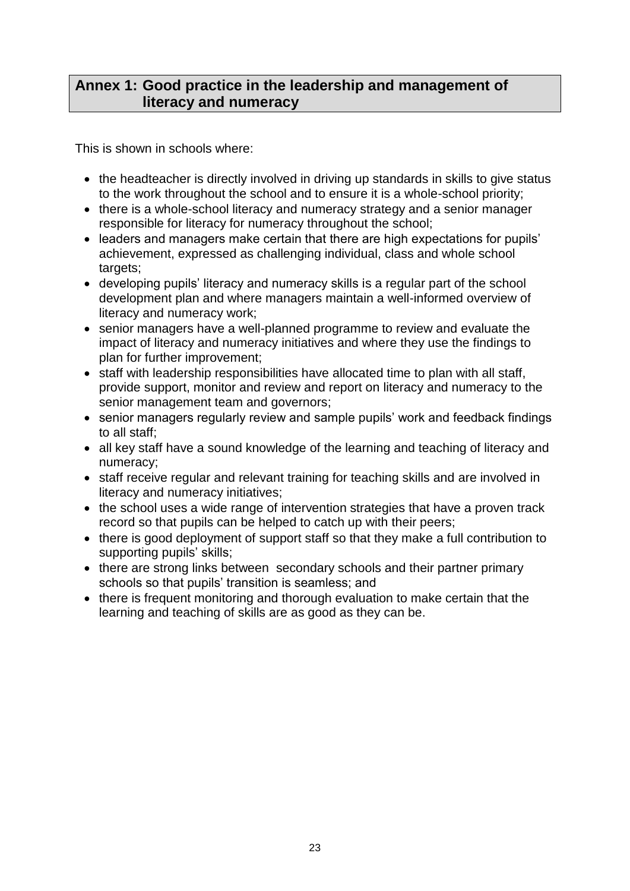## Annex 1: Good practice in the leadership and management of literacy and numeracy

This is shown in schools where:

- the headteacher is directly involved in driving up standards in skills to give status to the work throughout the school and to ensure it is a whole-school priority;
- there is a whole-school literacy and numeracy strategy and a senior manager responsible for literacy for numeracy throughout the school;
- leaders and managers make certain that there are high expectations for pupils' achievement, expressed as challenging individual, class and whole school targets;
- developing pupils' literacy and numeracy skills is a regular part of the school development plan and where managers maintain a well-informed overview of literacy and numeracy work;
- senior managers have a well-planned programme to review and evaluate the impact of literacy and numeracy initiatives and where they use the findings to plan for further improvement;
- staff with leadership responsibilities have allocated time to plan with all staff, provide support, monitor and review and report on literacy and numeracy to the senior management team and governors;
- senior managers regularly review and sample pupils' work and feedback findings to all staff;
- all key staff have a sound knowledge of the learning and teaching of literacy and numeracy;
- staff receive regular and relevant training for teaching skills and are involved in literacy and numeracy initiatives;
- the school uses a wide range of intervention strategies that have a proven track record so that pupils can be helped to catch up with their peers;
- there is good deployment of support staff so that they make a full contribution to supporting pupils' skills;
- there are strong links between secondary schools and their partner primary schools so that pupils' transition is seamless; and
- there is frequent monitoring and thorough evaluation to make certain that the learning and teaching of skills are as good as they can be.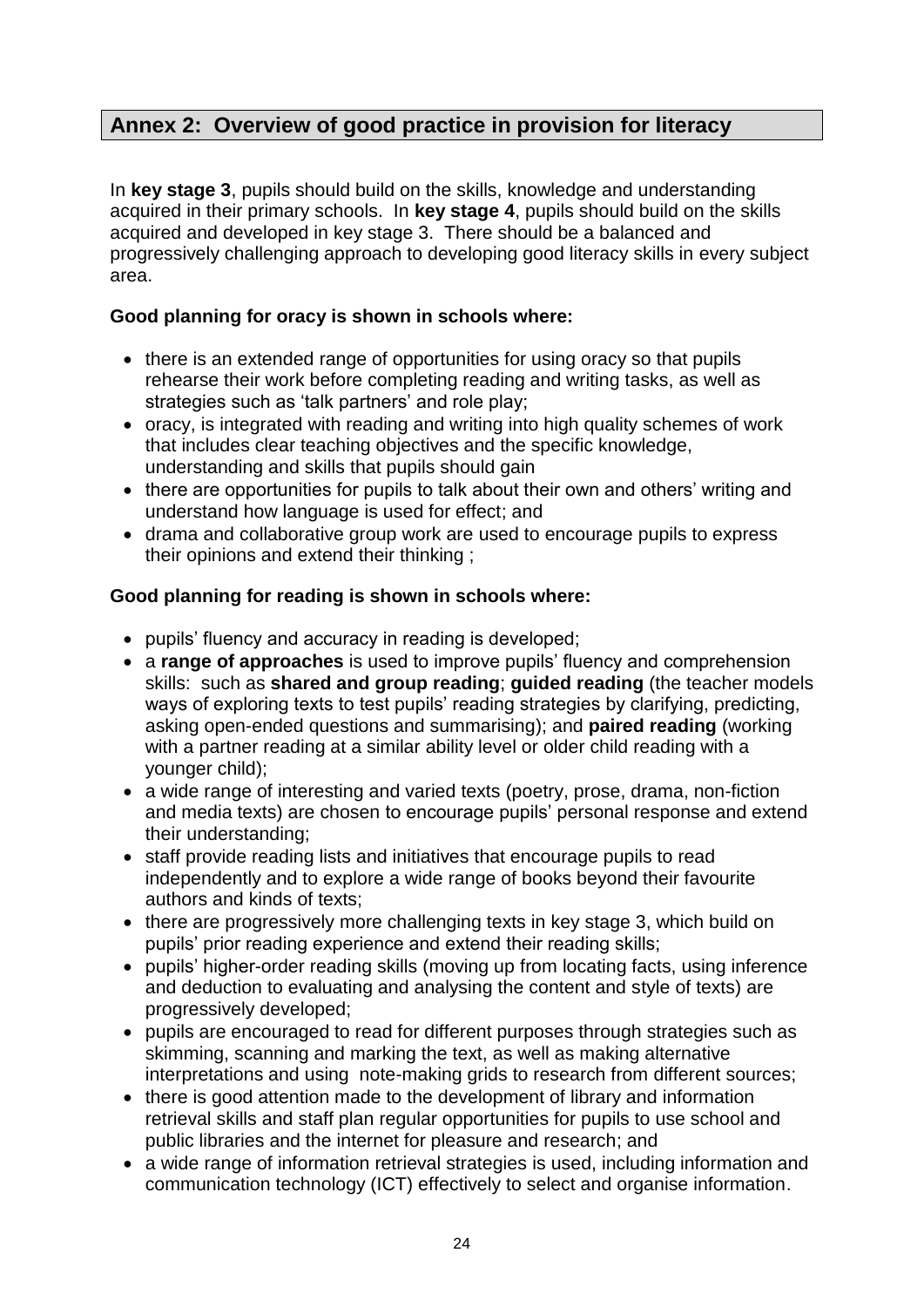## Annex 2: Overview of good practice in provision for literacy

In **key stage 3**, pupils should build on the skills, knowledge and understanding acquired in their primary schools. In **key stage 4**, pupils should build on the skills acquired and developed in key stage 3. There should be a balanced and progressively challenging approach to developing good literacy skills in every subject area.

**Good planning for oracy is shown in schools where:**

- there is an extended range of opportunities for using oracy so that pupils rehearse their work before completing reading and writing tasks, as well as strategies such as 'talk partners' and role play;
- oracy, is integrated with reading and writing into high quality schemes of work that includes clear teaching objectives and the specific knowledge, understanding and skills that pupils should gain
- there are opportunities for pupils to talk about their own and others' writing and understand how language is used for effect; and
- drama and collaborative group work are used to encourage pupils to express their opinions and extend their thinking ;

**Good planning for reading is shown in schools where:**

- pupils' fluency and accuracy in reading is developed;
- a **range of approaches** is used to improve pupils' fluency and comprehension skills: such as **shared and group reading**; **guided reading** (the teacher models ways of exploring texts to test pupils' reading strategies by clarifying, predicting, asking open-ended questions and summarising); and **paired reading** (working with a partner reading at a similar ability level or older child reading with a younger child);
- a wide range of interesting and varied texts (poetry, prose, drama, non-fiction and media texts) are chosen to encourage pupils' personal response and extend their understanding;
- staff provide reading lists and initiatives that encourage pupils to read independently and to explore a wide range of books beyond their favourite authors and kinds of texts;
- there are progressively more challenging texts in key stage 3, which build on pupils' prior reading experience and extend their reading skills;
- pupils' higher-order reading skills (moving up from locating facts, using inference and deduction to evaluating and analysing the content and style of texts) are progressively developed;
- pupils are encouraged to read for different purposes through strategies such as skimming, scanning and marking the text, as well as making alternative interpretations and using note-making grids to research from different sources;
- there is good attention made to the development of library and information retrieval skills and staff plan regular opportunities for pupils to use school and public libraries and the internet for pleasure and research; and
- a wide range of information retrieval strategies is used, including information and communication technology (ICT) effectively to select and organise information.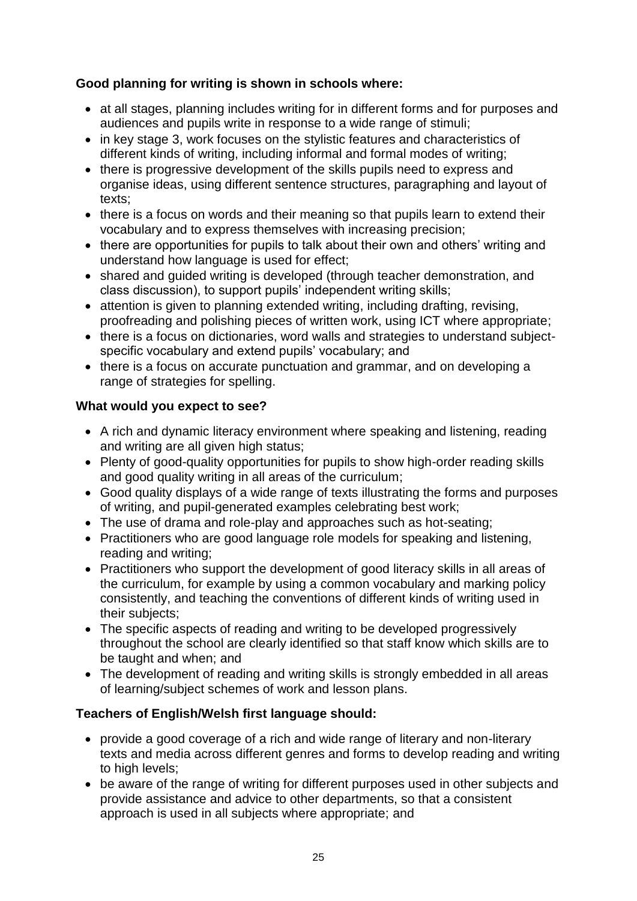**Good planning for writing is shown in schools where:**

- at all stages, planning includes writing for in different forms and for purposes and audiences and pupils write in response to a wide range of stimuli;
- in key stage 3, work focuses on the stylistic features and characteristics of different kinds of writing, including informal and formal modes of writing;
- there is progressive development of the skills pupils need to express and organise ideas, using different sentence structures, paragraphing and layout of texts;
- there is a focus on words and their meaning so that pupils learn to extend their vocabulary and to express themselves with increasing precision;
- there are opportunities for pupils to talk about their own and others' writing and understand how language is used for effect;
- shared and guided writing is developed (through teacher demonstration, and class discussion), to support pupils' independent writing skills;
- attention is given to planning extended writing, including drafting, revising, proofreading and polishing pieces of written work, using ICT where appropriate;
- there is a focus on dictionaries, word walls and strategies to understand subject-specific vocabulary and extend pupils' vocabulary; and
- there is a focus on accurate punctuation and grammar, and on developing a range of strategies for spelling.

**What would you expect to see?**

- A rich and dynamic literacy environment where speaking and listening, reading and writing are all given high status;
- Plenty of good-quality opportunities for pupils to show high-order reading skills and good quality writing in all areas of the curriculum;
- Good quality displays of a wide range of texts illustrating the forms and purposes of writing, and pupil-generated examples celebrating best work;
- The use of drama and role-play and approaches such as hot-seating;
- Practitioners who are good language role models for speaking and listening, reading and writing;
- Practitioners who support the development of good literacy skills in all areas of the curriculum, for example by using a common vocabulary and marking policy consistently, and teaching the conventions of different kinds of writing used in their subjects;
- The specific aspects of reading and writing to be developed progressively throughout the school are clearly identified so that staff know which skills are to be taught and when; and
- The development of reading and writing skills is strongly embedded in all areas of learning/subject schemes of work and lesson plans.

**Teachers of English/Welsh first language should:**

- provide a good coverage of a rich and wide range of literary and non-literary texts and media across different genres and forms to develop reading and writing to high levels;
- be aware of the range of writing for different purposes used in other subjects and provide assistance and advice to other departments, so that a consistent approach is used in all subjects where appropriate; and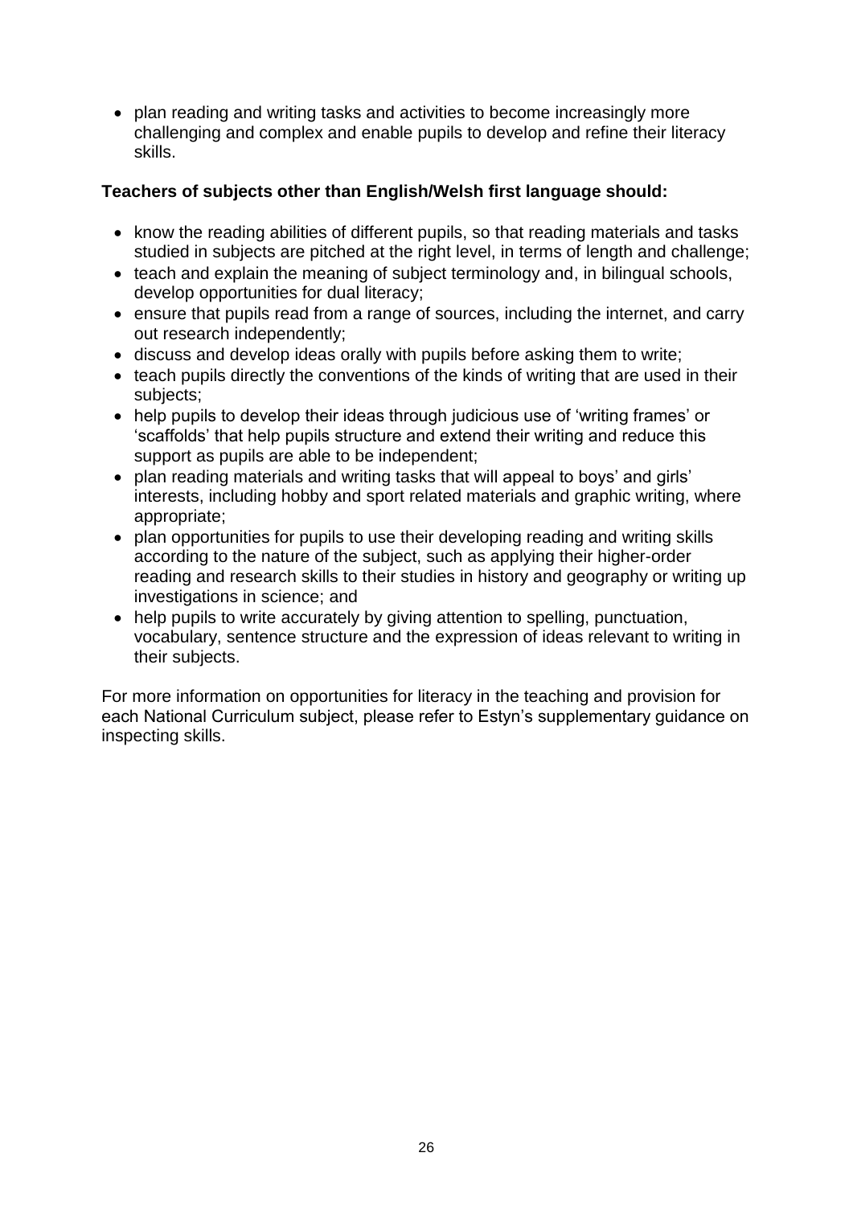- plan reading and writing tasks and activities to become increasingly more challenging and complex and enable pupils to develop and refine their literacy skills.

**Teachers of subjects other than English/Welsh first language should:**

- know the reading abilities of different pupils, so that reading materials and tasks studied in subjects are pitched at the right level, in terms of length and challenge;
- teach and explain the meaning of subject terminology and, in bilingual schools, develop opportunities for dual literacy;
- ensure that pupils read from a range of sources, including the internet, and carry out research independently;
- discuss and develop ideas orally with pupils before asking them to write;
- teach pupils directly the conventions of the kinds of writing that are used in their subjects;
- help pupils to develop their ideas through judicious use of 'writing frames' or 'scaffolds' that help pupils structure and extend their writing and reduce this support as pupils are able to be independent;
- plan reading materials and writing tasks that will appeal to boys' and girls' interests, including hobby and sport related materials and graphic writing, where appropriate;
- plan opportunities for pupils to use their developing reading and writing skills according to the nature of the subject, such as applying their higher-order reading and research skills to their studies in history and geography or writing up investigations in science; and
- help pupils to write accurately by giving attention to spelling, punctuation, vocabulary, sentence structure and the expression of ideas relevant to writing in their subjects.

For more information on opportunities for literacy in the teaching and provision for each National Curriculum subject, please refer to Estyn's supplementary guidance on inspecting skills.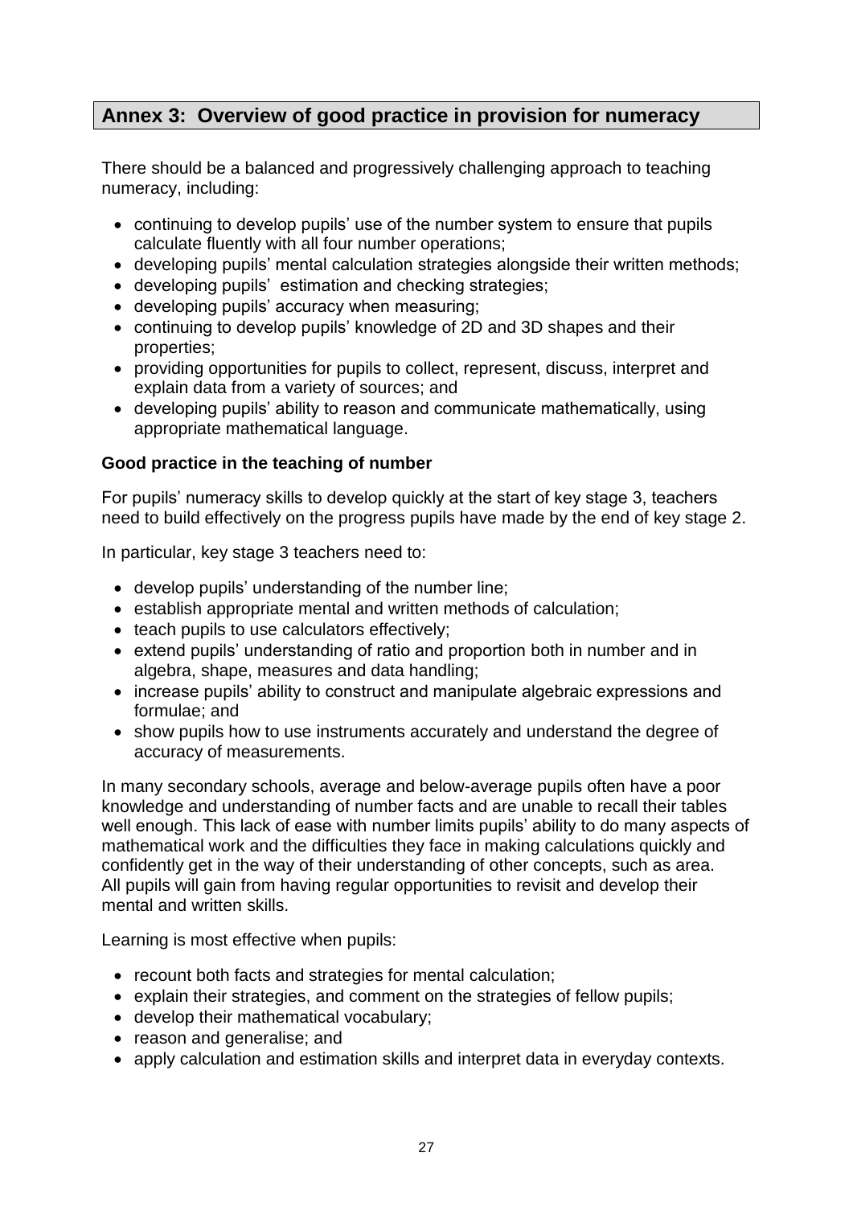## Annex 3: Overview of good practice in provision for numeracy

There should be a balanced and progressively challenging approach to teaching numeracy, including:

- continuing to develop pupils' use of the number system to ensure that pupils calculate fluently with all four number operations;
- developing pupils' mental calculation strategies alongside their written methods;
- developing pupils' estimation and checking strategies;
- developing pupils' accuracy when measuring;
- continuing to develop pupils' knowledge of 2D and 3D shapes and their properties;
- providing opportunities for pupils to collect, represent, discuss, interpret and explain data from a variety of sources; and
- developing pupils' ability to reason and communicate mathematically, using appropriate mathematical language.

**Good practice in the teaching of number**

For pupils' numeracy skills to develop quickly at the start of key stage 3, teachers need to build effectively on the progress pupils have made by the end of key stage 2.

In particular, key stage 3 teachers need to:

- develop pupils' understanding of the number line;
- establish appropriate mental and written methods of calculation;
- teach pupils to use calculators effectively;
- extend pupils' understanding of ratio and proportion both in number and in algebra, shape, measures and data handling;
- increase pupils' ability to construct and manipulate algebraic expressions and formulae; and
- show pupils how to use instruments accurately and understand the degree of accuracy of measurements.

In many secondary schools, average and below-average pupils often have a poor knowledge and understanding of number facts and are unable to recall their tables well enough. This lack of ease with number limits pupils' ability to do many aspects of mathematical work and the difficulties they face in making calculations quickly and confidently get in the way of their understanding of other concepts, such as area. All pupils will gain from having regular opportunities to revisit and develop their mental and written skills.

Learning is most effective when pupils:

- recount both facts and strategies for mental calculation;
- explain their strategies, and comment on the strategies of fellow pupils;
- develop their mathematical vocabulary;
- reason and generalise; and
- apply calculation and estimation skills and interpret data in everyday contexts.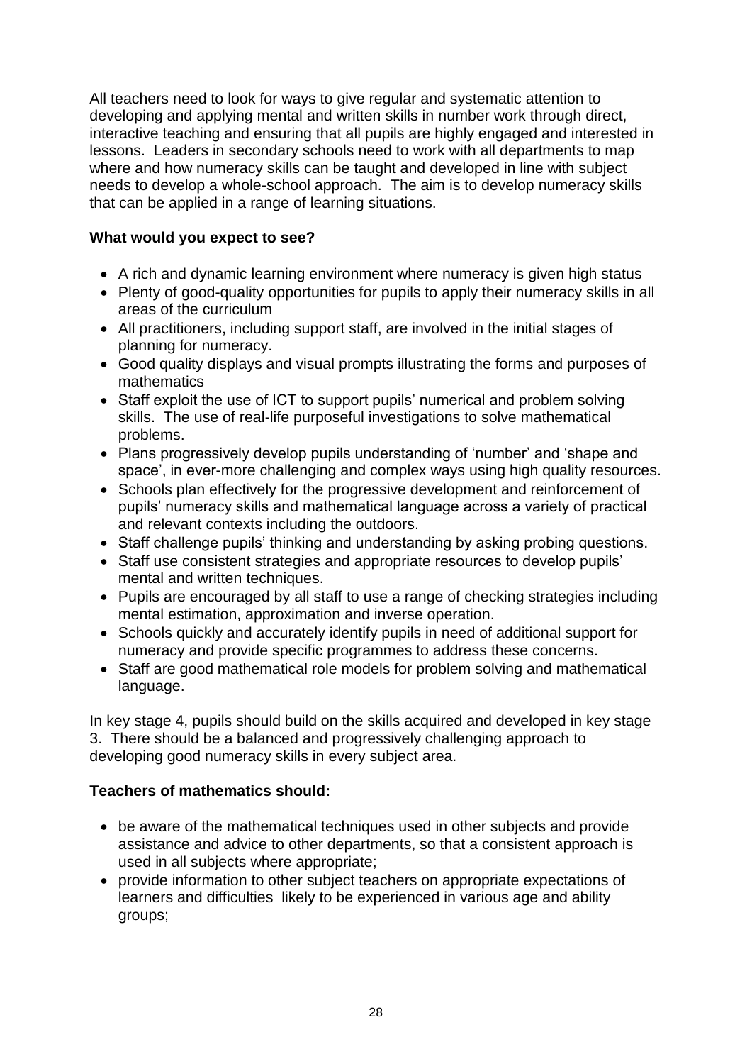All teachers need to look for ways to give regular and systematic attention to developing and applying mental and written skills in number work through direct, interactive teaching and ensuring that all pupils are highly engaged and interested in lessons. Leaders in secondary schools need to work with all departments to map where and how numeracy skills can be taught and developed in line with subject needs to develop a whole-school approach. The aim is to develop numeracy skills that can be applied in a range of learning situations.

**What would you expect to see?**

- A rich and dynamic learning environment where numeracy is given high status
- Plenty of good-quality opportunities for pupils to apply their numeracy skills in all areas of the curriculum
- All practitioners, including support staff, are involved in the initial stages of planning for numeracy.
- Good quality displays and visual prompts illustrating the forms and purposes of mathematics
- Staff exploit the use of ICT to support pupils' numerical and problem solving skills. The use of real-life purposeful investigations to solve mathematical problems.
- Plans progressively develop pupils understanding of 'number' and 'shape and space', in ever-more challenging and complex ways using high quality resources.
- Schools plan effectively for the progressive development and reinforcement of pupils' numeracy skills and mathematical language across a variety of practical and relevant contexts including the outdoors.
- Staff challenge pupils' thinking and understanding by asking probing questions.
- Staff use consistent strategies and appropriate resources to develop pupils' mental and written techniques.
- Pupils are encouraged by all staff to use a range of checking strategies including mental estimation, approximation and inverse operation.
- Schools quickly and accurately identify pupils in need of additional support for numeracy and provide specific programmes to address these concerns.
- Staff are good mathematical role models for problem solving and mathematical language.

In key stage 4, pupils should build on the skills acquired and developed in key stage 3. There should be a balanced and progressively challenging approach to developing good numeracy skills in every subject area.

**Teachers of mathematics should:**

- be aware of the mathematical techniques used in other subjects and provide assistance and advice to other departments, so that a consistent approach is used in all subjects where appropriate;
- provide information to other subject teachers on appropriate expectations of learners and difficulties likely to be experienced in various age and ability groups;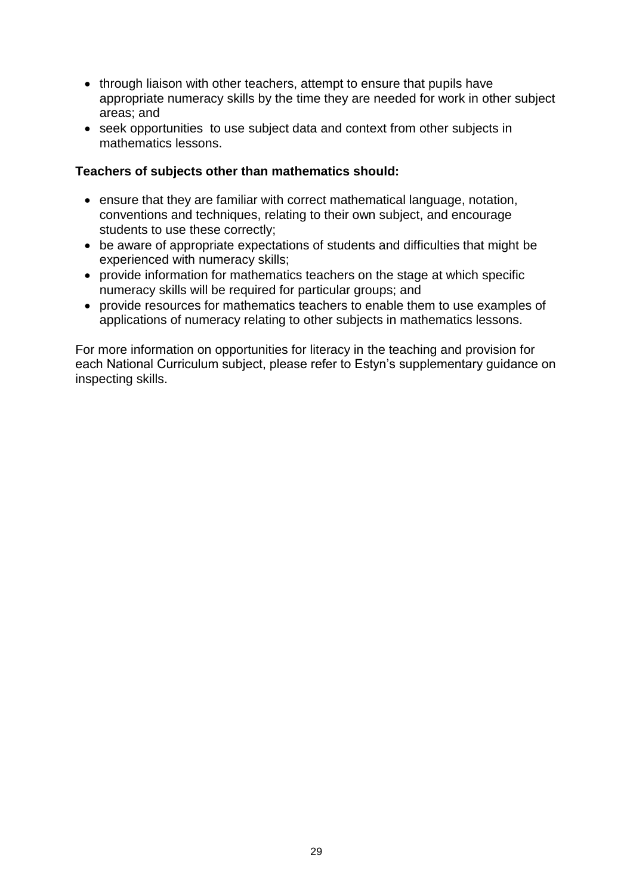- through liaison with other teachers, attempt to ensure that pupils have appropriate numeracy skills by the time they are needed for work in other subject areas; and
- seek opportunities  to use subject data and context from other subjects in mathematics lessons.

**Teachers of subjects other than mathematics should:**

- ensure that they are familiar with correct mathematical language, notation, conventions and techniques, relating to their own subject, and encourage students to use these correctly;
- be aware of appropriate expectations of students and difficulties that might be experienced with numeracy skills;
- provide information for mathematics teachers on the stage at which specific numeracy skills will be required for particular groups; and
- provide resources for mathematics teachers to enable them to use examples of applications of numeracy relating to other subjects in mathematics lessons.

For more information on opportunities for literacy in the teaching and provision for each National Curriculum subject, please refer to Estyn's supplementary guidance on inspecting skills.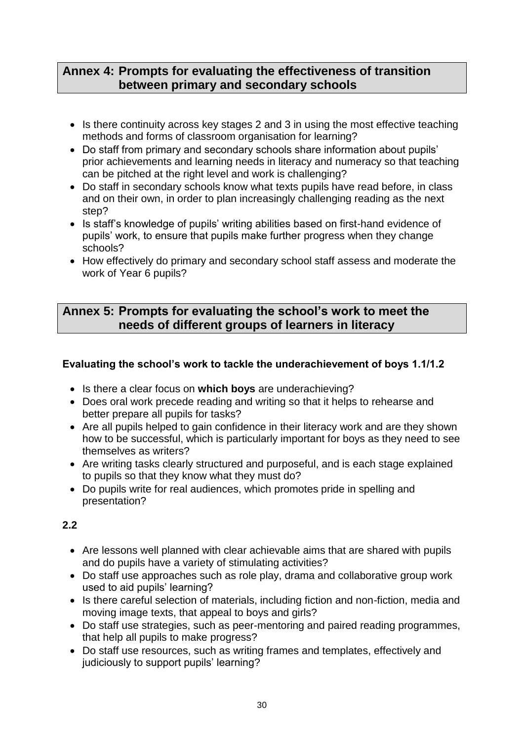## Annex 4: Prompts for evaluating the effectiveness of transition between primary and secondary schools

- Is there continuity across key stages 2 and 3 in using the most effective teaching methods and forms of classroom organisation for learning?
- Do staff from primary and secondary schools share information about pupils' prior achievements and learning needs in literacy and numeracy so that teaching can be pitched at the right level and work is challenging?
- Do staff in secondary schools know what texts pupils have read before, in class and on their own, in order to plan increasingly challenging reading as the next step?
- Is staff's knowledge of pupils' writing abilities based on first-hand evidence of pupils' work, to ensure that pupils make further progress when they change schools?
- How effectively do primary and secondary school staff assess and moderate the work of Year 6 pupils?

## Annex 5: Prompts for evaluating the school's work to meet the needs of different groups of learners in literacy

### Evaluating the school's work to tackle the underachievement of boys 1.1/1.2

- Is there a clear focus on **which boys** are underachieving?
- Does oral work precede reading and writing so that it helps to rehearse and better prepare all pupils for tasks?
- Are all pupils helped to gain confidence in their literacy work and are they shown how to be successful, which is particularly important for boys as they need to see themselves as writers?
- Are writing tasks clearly structured and purposeful, and is each stage explained to pupils so that they know what they must do?
- Do pupils write for real audiences, which promotes pride in spelling and presentation?

### 2.2

- Are lessons well planned with clear achievable aims that are shared with pupils and do pupils have a variety of stimulating activities?
- Do staff use approaches such as role play, drama and collaborative group work used to aid pupils' learning?
- Is there careful selection of materials, including fiction and non-fiction, media and moving image texts, that appeal to boys and girls?
- Do staff use strategies, such as peer-mentoring and paired reading programmes, that help all pupils to make progress?
- Do staff use resources, such as writing frames and templates, effectively and judiciously to support pupils' learning?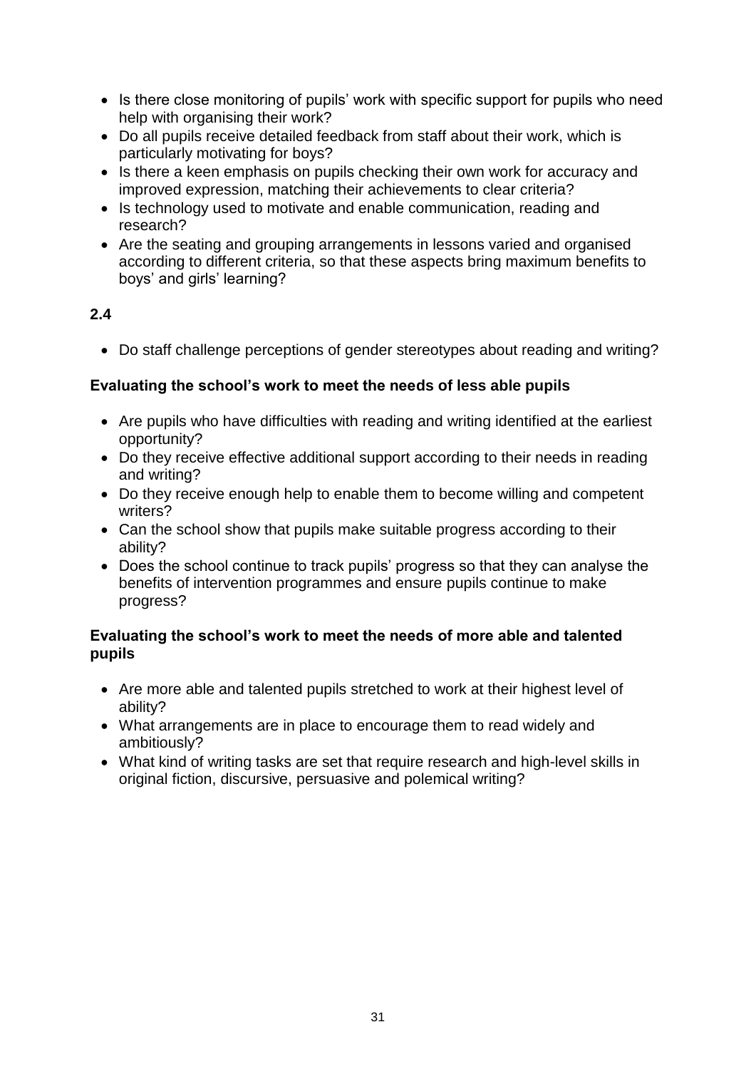- Is there close monitoring of pupils' work with specific support for pupils who need help with organising their work?
- Do all pupils receive detailed feedback from staff about their work, which is particularly motivating for boys?
- Is there a keen emphasis on pupils checking their own work for accuracy and improved expression, matching their achievements to clear criteria?
- Is technology used to motivate and enable communication, reading and research?
- Are the seating and grouping arrangements in lessons varied and organised according to different criteria, so that these aspects bring maximum benefits to boys' and girls' learning?

**2.4**

- Do staff challenge perceptions of gender stereotypes about reading and writing?

**Evaluating the school's work to meet the needs of less able pupils**

- Are pupils who have difficulties with reading and writing identified at the earliest opportunity?
- Do they receive effective additional support according to their needs in reading and writing?
- Do they receive enough help to enable them to become willing and competent writers?
- Can the school show that pupils make suitable progress according to their ability?
- Does the school continue to track pupils' progress so that they can analyse the benefits of intervention programmes and ensure pupils continue to make progress?

**Evaluating the school's work to meet the needs of more able and talented pupils**

- Are more able and talented pupils stretched to work at their highest level of ability?
- What arrangements are in place to encourage them to read widely and ambitiously?
- What kind of writing tasks are set that require research and high-level skills in original fiction, discursive, persuasive and polemical writing?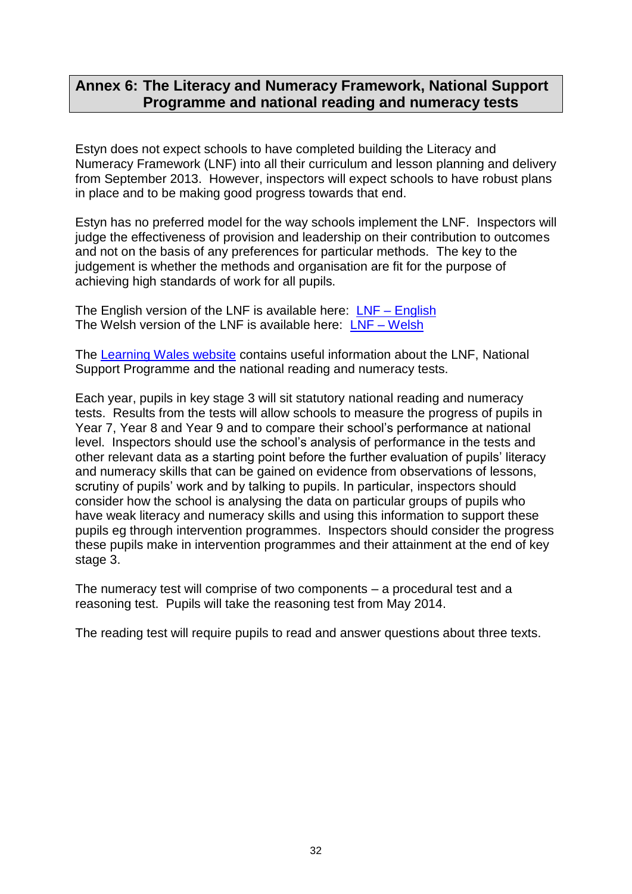## Annex 6: The Literacy and Numeracy Framework, National Support Programme and national reading and numeracy tests

Estyn does not expect schools to have completed building the Literacy and Numeracy Framework (LNF) into all their curriculum and lesson planning and delivery from September 2013. However, inspectors will expect schools to have robust plans in place and to be making good progress towards that end.

Estyn has no preferred model for the way schools implement the LNF. Inspectors will judge the effectiveness of provision and leadership on their contribution to outcomes and not on the basis of any preferences for particular methods. The key to the judgement is whether the methods and organisation are fit for the purpose of achieving high standards of work for all pupils.

The English version of the LNF is available here: LNF – English
The Welsh version of the LNF is available here: LNF – Welsh

The Learning Wales website contains useful information about the LNF, National Support Programme and the national reading and numeracy tests.

Each year, pupils in key stage 3 will sit statutory national reading and numeracy tests. Results from the tests will allow schools to measure the progress of pupils in Year 7, Year 8 and Year 9 and to compare their school's performance at national level. Inspectors should use the school's analysis of performance in the tests and other relevant data as a starting point before the further evaluation of pupils' literacy and numeracy skills that can be gained on evidence from observations of lessons, scrutiny of pupils' work and by talking to pupils. In particular, inspectors should consider how the school is analysing the data on particular groups of pupils who have weak literacy and numeracy skills and using this information to support these pupils eg through intervention programmes. Inspectors should consider the progress these pupils make in intervention programmes and their attainment at the end of key stage 3.

The numeracy test will comprise of two components – a procedural test and a reasoning test. Pupils will take the reasoning test from May 2014.

The reading test will require pupils to read and answer questions about three texts.